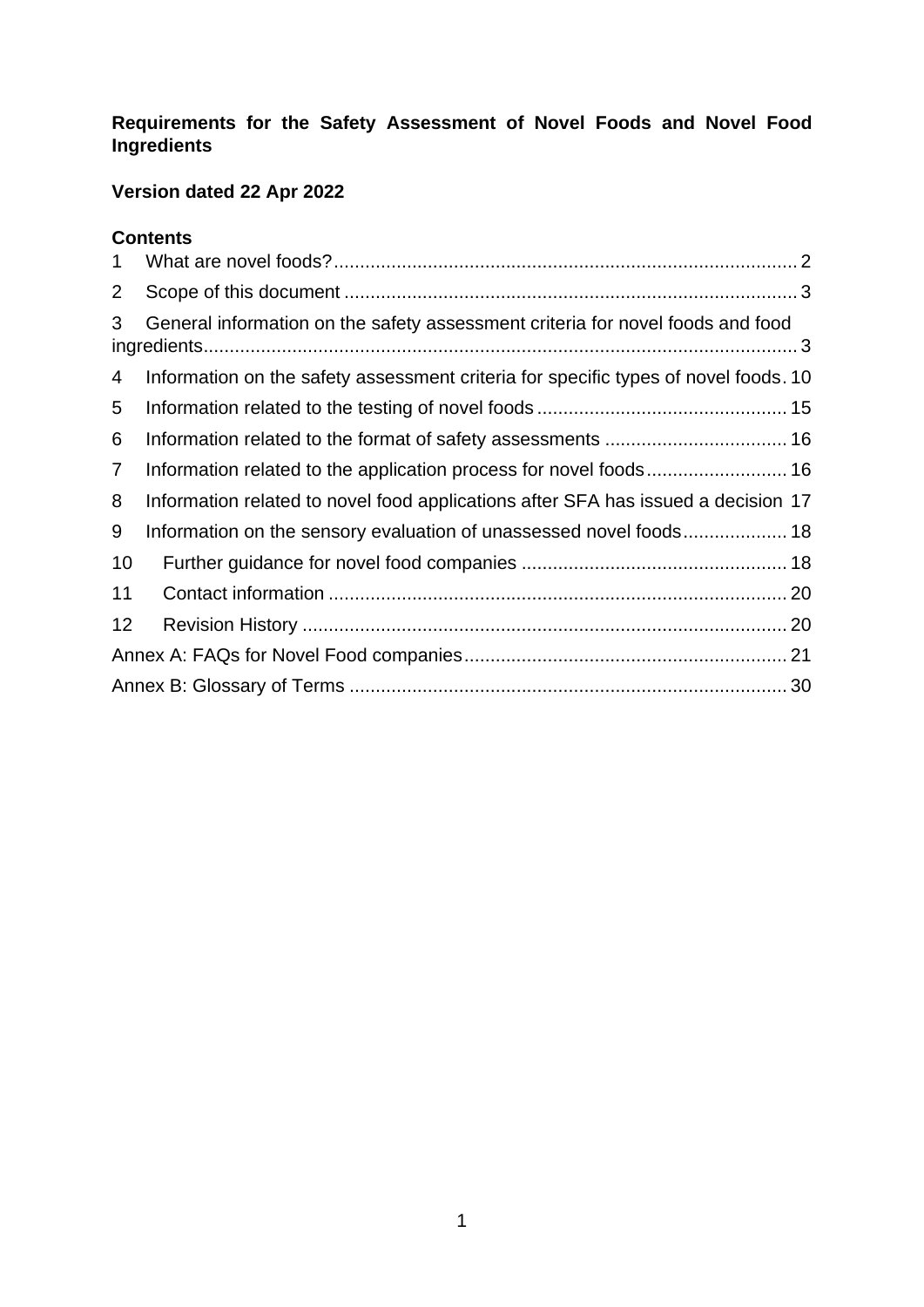# Requirements for the Safety Assessment of Novel Foods and Novel Food Ingredients

**Version dated 22 Apr 2022**

## Contents

1 What are novel foods? ... 2

2 Scope of this document ... 3

3 General information on the safety assessment criteria for novel foods and food ingredients ... 3

4 Information on the safety assessment criteria for specific types of novel foods ... 10

5 Information related to the testing of novel foods ... 15

6 Information related to the format of safety assessments ... 16

7 Information related to the application process for novel foods ... 16

8 Information related to novel food applications after SFA has issued a decision ... 17

9 Information on the sensory evaluation of unassessed novel foods ... 18

10 Further guidance for novel food companies ... 18

11 Contact information ... 20

12 Revision History ... 20

Annex A: FAQs for Novel Food companies ... 21

Annex B: Glossary of Terms ... 30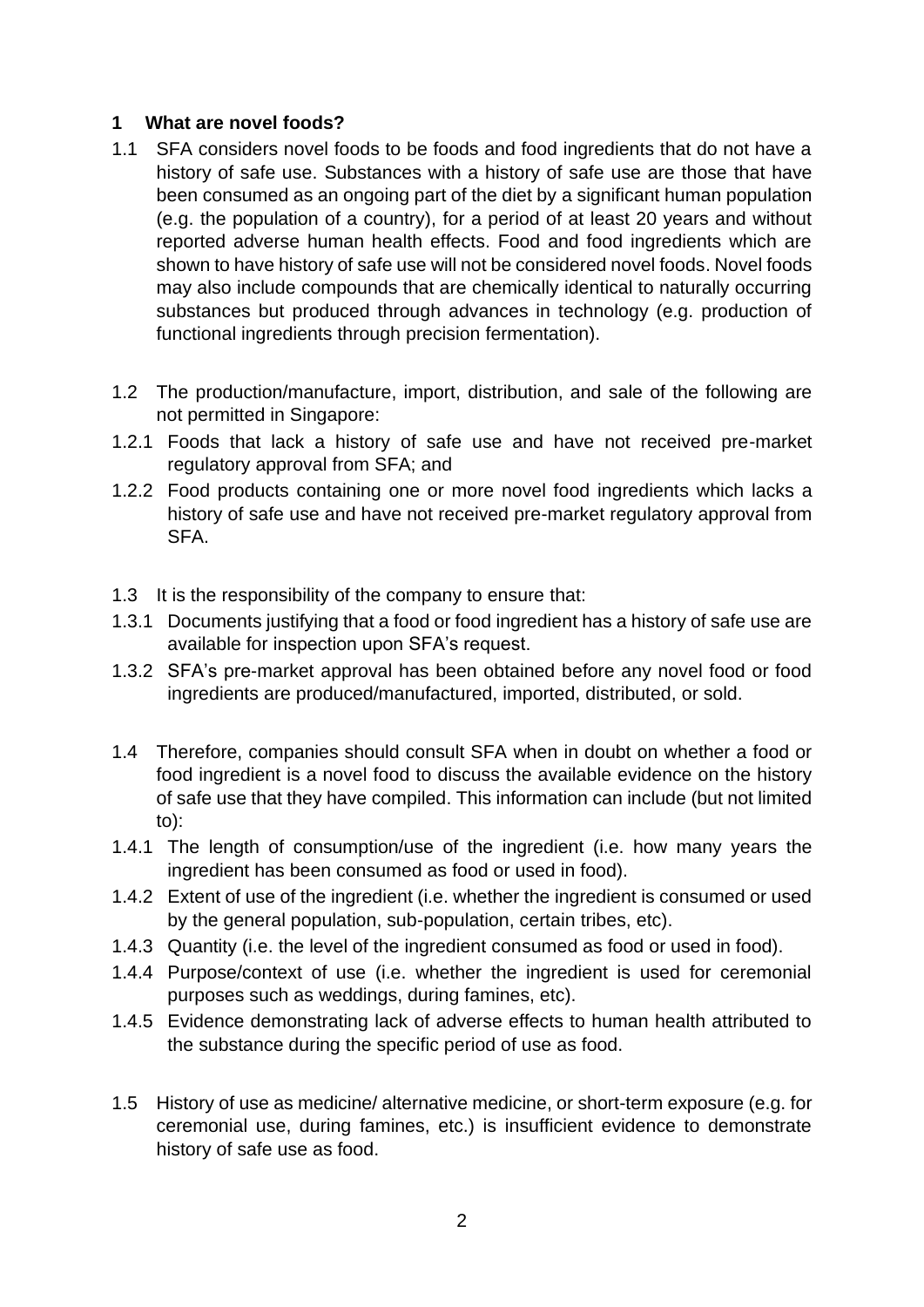## 1 What are novel foods?

1.1 SFA considers novel foods to be foods and food ingredients that do not have a history of safe use. Substances with a history of safe use are those that have been consumed as an ongoing part of the diet by a significant human population (e.g. the population of a country), for a period of at least 20 years and without reported adverse human health effects. Food and food ingredients which are shown to have history of safe use will not be considered novel foods. Novel foods may also include compounds that are chemically identical to naturally occurring substances but produced through advances in technology (e.g. production of functional ingredients through precision fermentation).

1.2 The production/manufacture, import, distribution, and sale of the following are not permitted in Singapore:

1.2.1 Foods that lack a history of safe use and have not received pre-market regulatory approval from SFA; and

1.2.2 Food products containing one or more novel food ingredients which lacks a history of safe use and have not received pre-market regulatory approval from SFA.

1.3 It is the responsibility of the company to ensure that:

1.3.1 Documents justifying that a food or food ingredient has a history of safe use are available for inspection upon SFA's request.

1.3.2 SFA's pre-market approval has been obtained before any novel food or food ingredients are produced/manufactured, imported, distributed, or sold.

1.4 Therefore, companies should consult SFA when in doubt on whether a food or food ingredient is a novel food to discuss the available evidence on the history of safe use that they have compiled. This information can include (but not limited to):

1.4.1 The length of consumption/use of the ingredient (i.e. how many years the ingredient has been consumed as food or used in food).

1.4.2 Extent of use of the ingredient (i.e. whether the ingredient is consumed or used by the general population, sub-population, certain tribes, etc).

1.4.3 Quantity (i.e. the level of the ingredient consumed as food or used in food).

1.4.4 Purpose/context of use (i.e. whether the ingredient is used for ceremonial purposes such as weddings, during famines, etc).

1.4.5 Evidence demonstrating lack of adverse effects to human health attributed to the substance during the specific period of use as food.

1.5 History of use as medicine/ alternative medicine, or short-term exposure (e.g. for ceremonial use, during famines, etc.) is insufficient evidence to demonstrate history of safe use as food.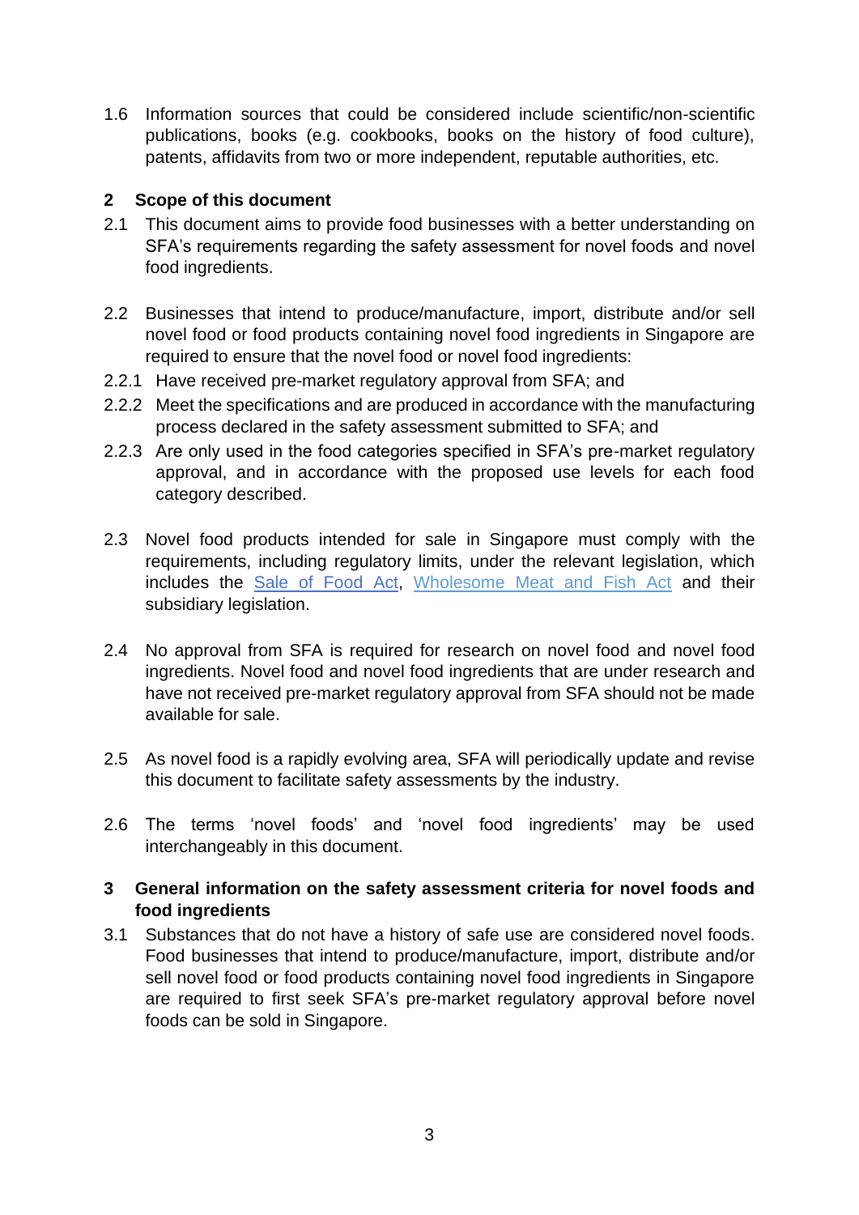1.6 Information sources that could be considered include scientific/non-scientific publications, books (e.g. cookbooks, books on the history of food culture), patents, affidavits from two or more independent, reputable authorities, etc.

## 2 Scope of this document

2.1 This document aims to provide food businesses with a better understanding on SFA's requirements regarding the safety assessment for novel foods and novel food ingredients.

2.2 Businesses that intend to produce/manufacture, import, distribute and/or sell novel food or food products containing novel food ingredients in Singapore are required to ensure that the novel food or novel food ingredients:

2.2.1 Have received pre-market regulatory approval from SFA; and

2.2.2 Meet the specifications and are produced in accordance with the manufacturing process declared in the safety assessment submitted to SFA; and

2.2.3 Are only used in the food categories specified in SFA's pre-market regulatory approval, and in accordance with the proposed use levels for each food category described.

2.3 Novel food products intended for sale in Singapore must comply with the requirements, including regulatory limits, under the relevant legislation, which includes the Sale of Food Act, Wholesome Meat and Fish Act and their subsidiary legislation.

2.4 No approval from SFA is required for research on novel food and novel food ingredients. Novel food and novel food ingredients that are under research and have not received pre-market regulatory approval from SFA should not be made available for sale.

2.5 As novel food is a rapidly evolving area, SFA will periodically update and revise this document to facilitate safety assessments by the industry.

2.6 The terms 'novel foods' and 'novel food ingredients' may be used interchangeably in this document.

## 3 General information on the safety assessment criteria for novel foods and food ingredients

3.1 Substances that do not have a history of safe use are considered novel foods. Food businesses that intend to produce/manufacture, import, distribute and/or sell novel food or food products containing novel food ingredients in Singapore are required to first seek SFA's pre-market regulatory approval before novel foods can be sold in Singapore.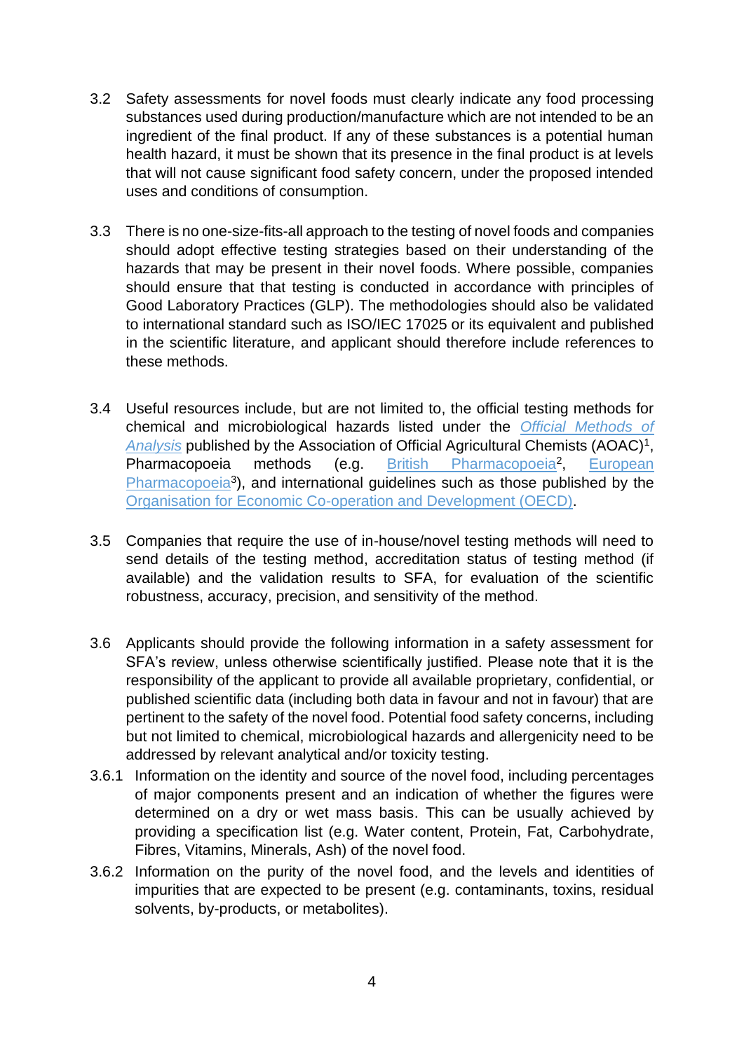3.2 Safety assessments for novel foods must clearly indicate any food processing substances used during production/manufacture which are not intended to be an ingredient of the final product. If any of these substances is a potential human health hazard, it must be shown that its presence in the final product is at levels that will not cause significant food safety concern, under the proposed intended uses and conditions of consumption.

3.3 There is no one-size-fits-all approach to the testing of novel foods and companies should adopt effective testing strategies based on their understanding of the hazards that may be present in their novel foods. Where possible, companies should ensure that that testing is conducted in accordance with principles of Good Laboratory Practices (GLP). The methodologies should also be validated to international standard such as ISO/IEC 17025 or its equivalent and published in the scientific literature, and applicant should therefore include references to these methods.

3.4 Useful resources include, but are not limited to, the official testing methods for chemical and microbiological hazards listed under the *Official Methods of Analysis* published by the Association of Official Agricultural Chemists (AOAC)[1], Pharmacopoeia methods (e.g. British Pharmacopoeia[2], European Pharmacopoeia[3]), and international guidelines such as those published by the Organisation for Economic Co-operation and Development (OECD).

3.5 Companies that require the use of in-house/novel testing methods will need to send details of the testing method, accreditation status of testing method (if available) and the validation results to SFA, for evaluation of the scientific robustness, accuracy, precision, and sensitivity of the method.

3.6 Applicants should provide the following information in a safety assessment for SFA's review, unless otherwise scientifically justified. Please note that it is the responsibility of the applicant to provide all available proprietary, confidential, or published scientific data (including both data in favour and not in favour) that are pertinent to the safety of the novel food. Potential food safety concerns, including but not limited to chemical, microbiological hazards and allergenicity need to be addressed by relevant analytical and/or toxicity testing.

3.6.1 Information on the identity and source of the novel food, including percentages of major components present and an indication of whether the figures were determined on a dry or wet mass basis. This can be usually achieved by providing a specification list (e.g. Water content, Protein, Fat, Carbohydrate, Fibres, Vitamins, Minerals, Ash) of the novel food.

3.6.2 Information on the purity of the novel food, and the levels and identities of impurities that are expected to be present (e.g. contaminants, toxins, residual solvents, by-products, or metabolites).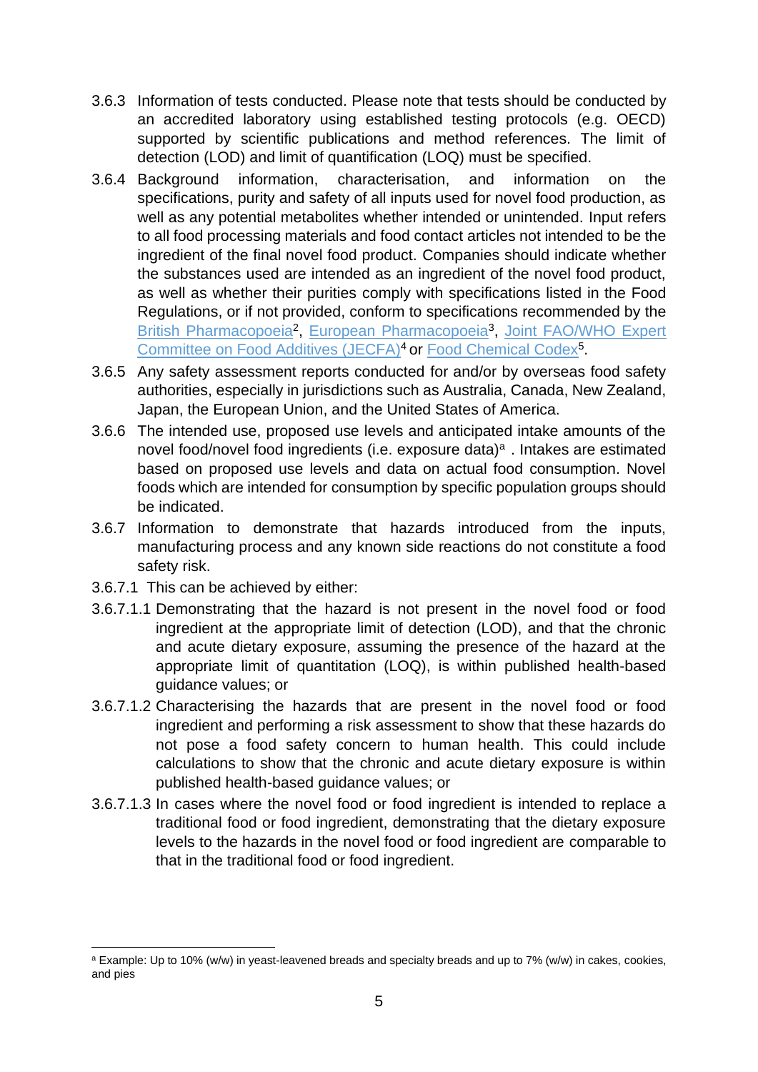3.6.3 Information of tests conducted. Please note that tests should be conducted by an accredited laboratory using established testing protocols (e.g. OECD) supported by scientific publications and method references. The limit of detection (LOD) and limit of quantification (LOQ) must be specified.

3.6.4 Background information, characterisation, and information on the specifications, purity and safety of all inputs used for novel food production, as well as any potential metabolites whether intended or unintended. Input refers to all food processing materials and food contact articles not intended to be the ingredient of the final novel food product. Companies should indicate whether the substances used are intended as an ingredient of the novel food product, as well as whether their purities comply with specifications listed in the Food Regulations, or if not provided, conform to specifications recommended by the British Pharmacopoeia[2], European Pharmacopoeia[3], Joint FAO/WHO Expert Committee on Food Additives (JECFA)[4] or Food Chemical Codex[5].

3.6.5 Any safety assessment reports conducted for and/or by overseas food safety authorities, especially in jurisdictions such as Australia, Canada, New Zealand, Japan, the European Union, and the United States of America.

3.6.6 The intended use, proposed use levels and anticipated intake amounts of the novel food/novel food ingredients (i.e. exposure data)[a] . Intakes are estimated based on proposed use levels and data on actual food consumption. Novel foods which are intended for consumption by specific population groups should be indicated.

3.6.7 Information to demonstrate that hazards introduced from the inputs, manufacturing process and any known side reactions do not constitute a food safety risk.

3.6.7.1 This can be achieved by either:

3.6.7.1.1 Demonstrating that the hazard is not present in the novel food or food ingredient at the appropriate limit of detection (LOD), and that the chronic and acute dietary exposure, assuming the presence of the hazard at the appropriate limit of quantitation (LOQ), is within published health-based guidance values; or

3.6.7.1.2 Characterising the hazards that are present in the novel food or food ingredient and performing a risk assessment to show that these hazards do not pose a food safety concern to human health. This could include calculations to show that the chronic and acute dietary exposure is within published health-based guidance values; or

3.6.7.1.3 In cases where the novel food or food ingredient is intended to replace a traditional food or food ingredient, demonstrating that the dietary exposure levels to the hazards in the novel food or food ingredient are comparable to that in the traditional food or food ingredient.

---

[a] Example: Up to 10% (w/w) in yeast-leavened breads and specialty breads and up to 7% (w/w) in cakes, cookies, and pies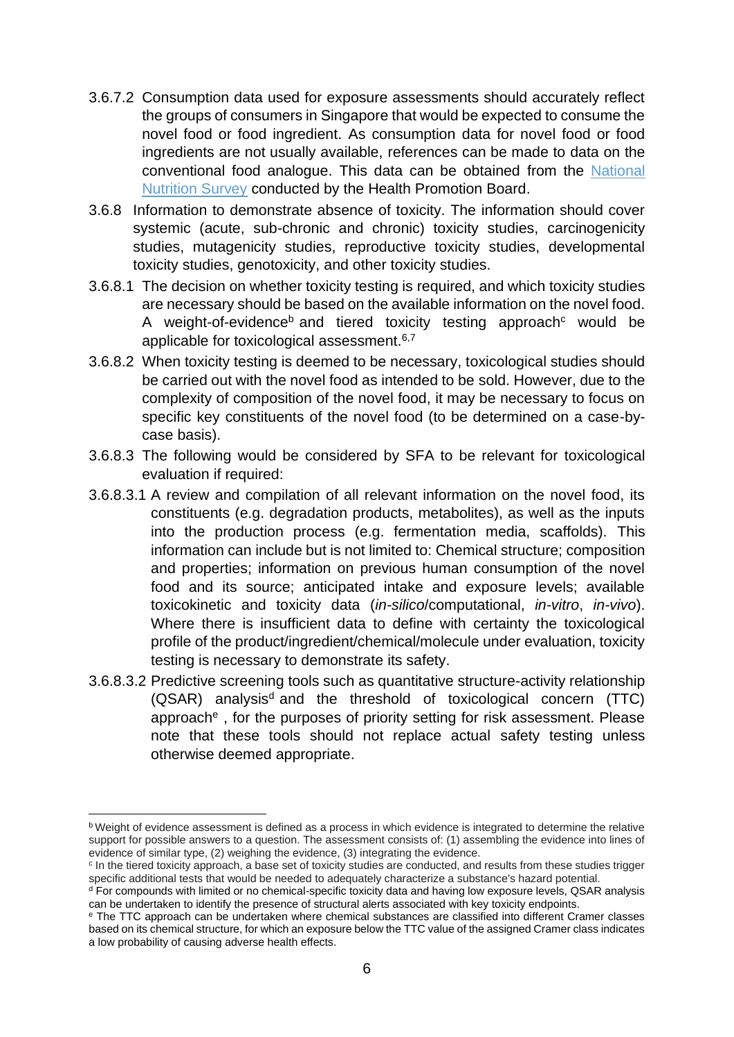3.6.7.2 Consumption data used for exposure assessments should accurately reflect the groups of consumers in Singapore that would be expected to consume the novel food or food ingredient. As consumption data for novel food or food ingredients are not usually available, references can be made to data on the conventional food analogue. This data can be obtained from the National Nutrition Survey conducted by the Health Promotion Board.

3.6.8 Information to demonstrate absence of toxicity. The information should cover systemic (acute, sub-chronic and chronic) toxicity studies, carcinogenicity studies, mutagenicity studies, reproductive toxicity studies, developmental toxicity studies, genotoxicity, and other toxicity studies.

3.6.8.1 The decision on whether toxicity testing is required, and which toxicity studies are necessary should be based on the available information on the novel food. A weight-of-evidence[b] and tiered toxicity testing approach[c] would be applicable for toxicological assessment.[6,7]

3.6.8.2 When toxicity testing is deemed to be necessary, toxicological studies should be carried out with the novel food as intended to be sold. However, due to the complexity of composition of the novel food, it may be necessary to focus on specific key constituents of the novel food (to be determined on a case-by-case basis).

3.6.8.3 The following would be considered by SFA to be relevant for toxicological evaluation if required:

3.6.8.3.1 A review and compilation of all relevant information on the novel food, its constituents (e.g. degradation products, metabolites), as well as the inputs into the production process (e.g. fermentation media, scaffolds). This information can include but is not limited to: Chemical structure; composition and properties; information on previous human consumption of the novel food and its source; anticipated intake and exposure levels; available toxicokinetic and toxicity data (*in-silico*/computational, *in-vitro*, *in-vivo*). Where there is insufficient data to define with certainty the toxicological profile of the product/ingredient/chemical/molecule under evaluation, toxicity testing is necessary to demonstrate its safety.

3.6.8.3.2 Predictive screening tools such as quantitative structure-activity relationship (QSAR) analysis[d] and the threshold of toxicological concern (TTC) approach[e] , for the purposes of priority setting for risk assessment. Please note that these tools should not replace actual safety testing unless otherwise deemed appropriate.

---

[b] Weight of evidence assessment is defined as a process in which evidence is integrated to determine the relative support for possible answers to a question. The assessment consists of: (1) assembling the evidence into lines of evidence of similar type, (2) weighing the evidence, (3) integrating the evidence.

[c] In the tiered toxicity approach, a base set of toxicity studies are conducted, and results from these studies trigger specific additional tests that would be needed to adequately characterize a substance's hazard potential.

[d] For compounds with limited or no chemical-specific toxicity data and having low exposure levels, QSAR analysis can be undertaken to identify the presence of structural alerts associated with key toxicity endpoints.

[e] The TTC approach can be undertaken where chemical substances are classified into different Cramer classes based on its chemical structure, for which an exposure below the TTC value of the assigned Cramer class indicates a low probability of causing adverse health effects.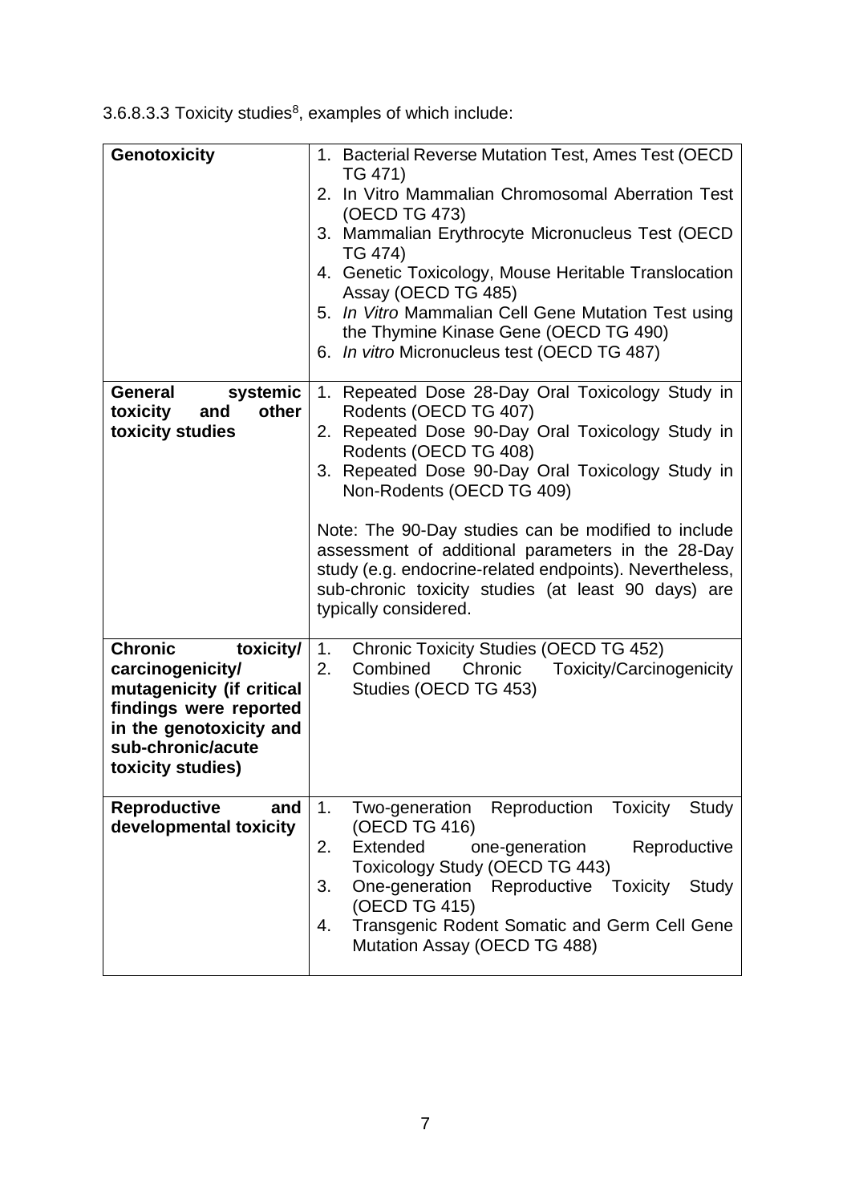3.6.8.3.3 Toxicity studies[8], examples of which include:

| | |
|---|---|
| **Genotoxicity** | 1. Bacterial Reverse Mutation Test, Ames Test (OECD TG 471)<br>2. In Vitro Mammalian Chromosomal Aberration Test (OECD TG 473)<br>3. Mammalian Erythrocyte Micronucleus Test (OECD TG 474)<br>4. Genetic Toxicology, Mouse Heritable Translocation Assay (OECD TG 485)<br>5. *In Vitro* Mammalian Cell Gene Mutation Test using the Thymine Kinase Gene (OECD TG 490)<br>6. *In vitro* Micronucleus test (OECD TG 487) |
| **General systemic toxicity and other toxicity studies** | 1. Repeated Dose 28-Day Oral Toxicology Study in Rodents (OECD TG 407)<br>2. Repeated Dose 90-Day Oral Toxicology Study in Rodents (OECD TG 408)<br>3. Repeated Dose 90-Day Oral Toxicology Study in Non-Rodents (OECD TG 409)<br><br>Note: The 90-Day studies can be modified to include assessment of additional parameters in the 28-Day study (e.g. endocrine-related endpoints). Nevertheless, sub-chronic toxicity studies (at least 90 days) are typically considered. |
| **Chronic toxicity/ carcinogenicity/ mutagenicity (if critical findings were reported in the genotoxicity and sub-chronic/acute toxicity studies)** | 1. Chronic Toxicity Studies (OECD TG 452)<br>2. Combined Chronic Toxicity/Carcinogenicity Studies (OECD TG 453) |
| **Reproductive and developmental toxicity** | 1. Two-generation Reproduction Toxicity Study (OECD TG 416)<br>2. Extended one-generation Reproductive Toxicology Study (OECD TG 443)<br>3. One-generation Reproductive Toxicity Study (OECD TG 415)<br>4. Transgenic Rodent Somatic and Germ Cell Gene Mutation Assay (OECD TG 488) |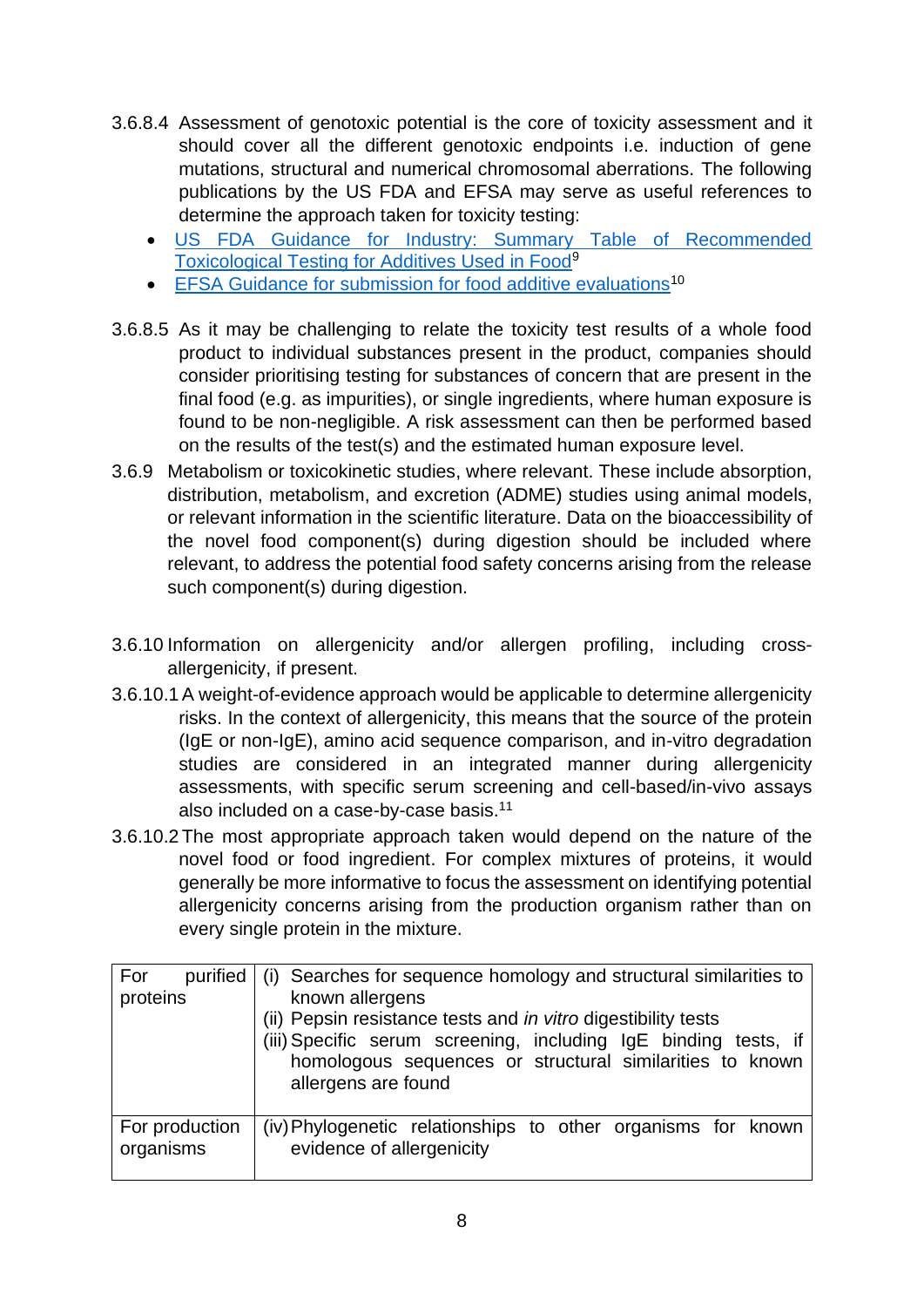3.6.8.4 Assessment of genotoxic potential is the core of toxicity assessment and it should cover all the different genotoxic endpoints i.e. induction of gene mutations, structural and numerical chromosomal aberrations. The following publications by the US FDA and EFSA may serve as useful references to determine the approach taken for toxicity testing:

- US FDA Guidance for Industry: Summary Table of Recommended Toxicological Testing for Additives Used in Food[9]
- EFSA Guidance for submission for food additive evaluations[10]

3.6.8.5 As it may be challenging to relate the toxicity test results of a whole food product to individual substances present in the product, companies should consider prioritising testing for substances of concern that are present in the final food (e.g. as impurities), or single ingredients, where human exposure is found to be non-negligible. A risk assessment can then be performed based on the results of the test(s) and the estimated human exposure level.

3.6.9 Metabolism or toxicokinetic studies, where relevant. These include absorption, distribution, metabolism, and excretion (ADME) studies using animal models, or relevant information in the scientific literature. Data on the bioaccessibility of the novel food component(s) during digestion should be included where relevant, to address the potential food safety concerns arising from the release such component(s) during digestion.

3.6.10 Information on allergenicity and/or allergen profiling, including cross-allergenicity, if present.

3.6.10.1 A weight-of-evidence approach would be applicable to determine allergenicity risks. In the context of allergenicity, this means that the source of the protein (IgE or non-IgE), amino acid sequence comparison, and in-vitro degradation studies are considered in an integrated manner during allergenicity assessments, with specific serum screening and cell-based/in-vivo assays also included on a case-by-case basis.[11]

3.6.10.2 The most appropriate approach taken would depend on the nature of the novel food or food ingredient. For complex mixtures of proteins, it would generally be more informative to focus the assessment on identifying potential allergenicity concerns arising from the production organism rather than on every single protein in the mixture.

| | |
|---|---|
| For purified proteins | (i) Searches for sequence homology and structural similarities to known allergens<br>(ii) Pepsin resistance tests and *in vitro* digestibility tests<br>(iii) Specific serum screening, including IgE binding tests, if homologous sequences or structural similarities to known allergens are found |
| For production organisms | (iv) Phylogenetic relationships to other organisms for known evidence of allergenicity |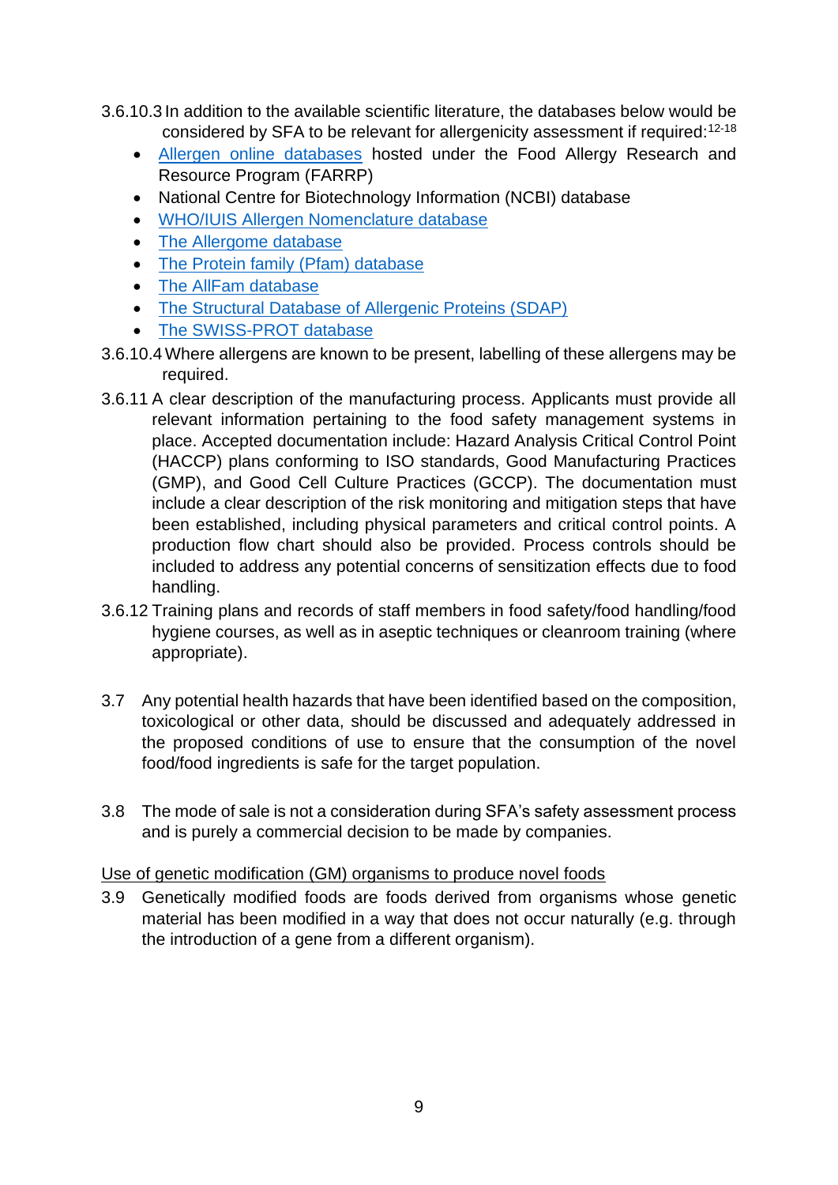3.6.10.3 In addition to the available scientific literature, the databases below would be considered by SFA to be relevant for allergenicity assessment if required:[12-18]

- Allergen online databases hosted under the Food Allergy Research and Resource Program (FARRP)
- National Centre for Biotechnology Information (NCBI) database
- WHO/IUIS Allergen Nomenclature database
- The Allergome database
- The Protein family (Pfam) database
- The AllFam database
- The Structural Database of Allergenic Proteins (SDAP)
- The SWISS-PROT database

3.6.10.4 Where allergens are known to be present, labelling of these allergens may be required.

3.6.11 A clear description of the manufacturing process. Applicants must provide all relevant information pertaining to the food safety management systems in place. Accepted documentation include: Hazard Analysis Critical Control Point (HACCP) plans conforming to ISO standards, Good Manufacturing Practices (GMP), and Good Cell Culture Practices (GCCP). The documentation must include a clear description of the risk monitoring and mitigation steps that have been established, including physical parameters and critical control points. A production flow chart should also be provided. Process controls should be included to address any potential concerns of sensitization effects due to food handling.

3.6.12 Training plans and records of staff members in food safety/food handling/food hygiene courses, as well as in aseptic techniques or cleanroom training (where appropriate).

3.7 Any potential health hazards that have been identified based on the composition, toxicological or other data, should be discussed and adequately addressed in the proposed conditions of use to ensure that the consumption of the novel food/food ingredients is safe for the target population.

3.8 The mode of sale is not a consideration during SFA's safety assessment process and is purely a commercial decision to be made by companies.

Use of genetic modification (GM) organisms to produce novel foods

3.9 Genetically modified foods are foods derived from organisms whose genetic material has been modified in a way that does not occur naturally (e.g. through the introduction of a gene from a different organism).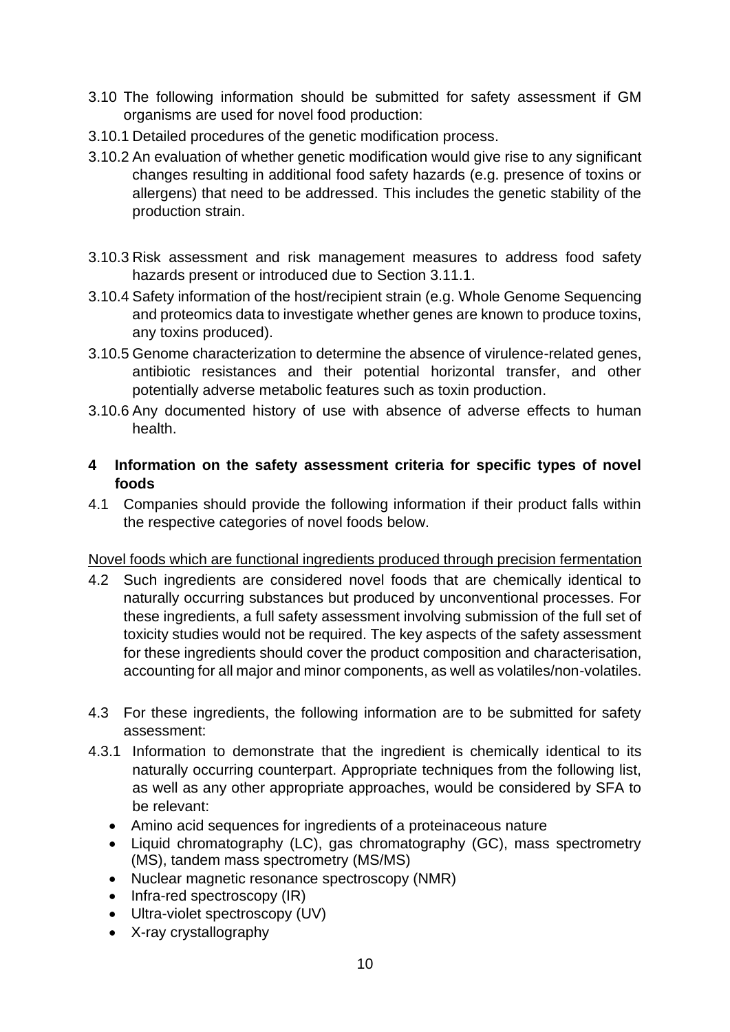3.10 The following information should be submitted for safety assessment if GM organisms are used for novel food production:

3.10.1 Detailed procedures of the genetic modification process.

3.10.2 An evaluation of whether genetic modification would give rise to any significant changes resulting in additional food safety hazards (e.g. presence of toxins or allergens) that need to be addressed. This includes the genetic stability of the production strain.

3.10.3 Risk assessment and risk management measures to address food safety hazards present or introduced due to Section 3.11.1.

3.10.4 Safety information of the host/recipient strain (e.g. Whole Genome Sequencing and proteomics data to investigate whether genes are known to produce toxins, any toxins produced).

3.10.5 Genome characterization to determine the absence of virulence-related genes, antibiotic resistances and their potential horizontal transfer, and other potentially adverse metabolic features such as toxin production.

3.10.6 Any documented history of use with absence of adverse effects to human health.

## 4 Information on the safety assessment criteria for specific types of novel foods

4.1 Companies should provide the following information if their product falls within the respective categories of novel foods below.

Novel foods which are functional ingredients produced through precision fermentation

4.2 Such ingredients are considered novel foods that are chemically identical to naturally occurring substances but produced by unconventional processes. For these ingredients, a full safety assessment involving submission of the full set of toxicity studies would not be required. The key aspects of the safety assessment for these ingredients should cover the product composition and characterisation, accounting for all major and minor components, as well as volatiles/non-volatiles.

4.3 For these ingredients, the following information are to be submitted for safety assessment:

4.3.1 Information to demonstrate that the ingredient is chemically identical to its naturally occurring counterpart. Appropriate techniques from the following list, as well as any other appropriate approaches, would be considered by SFA to be relevant:

- Amino acid sequences for ingredients of a proteinaceous nature
- Liquid chromatography (LC), gas chromatography (GC), mass spectrometry (MS), tandem mass spectrometry (MS/MS)
- Nuclear magnetic resonance spectroscopy (NMR)
- Infra-red spectroscopy (IR)
- Ultra-violet spectroscopy (UV)
- X-ray crystallography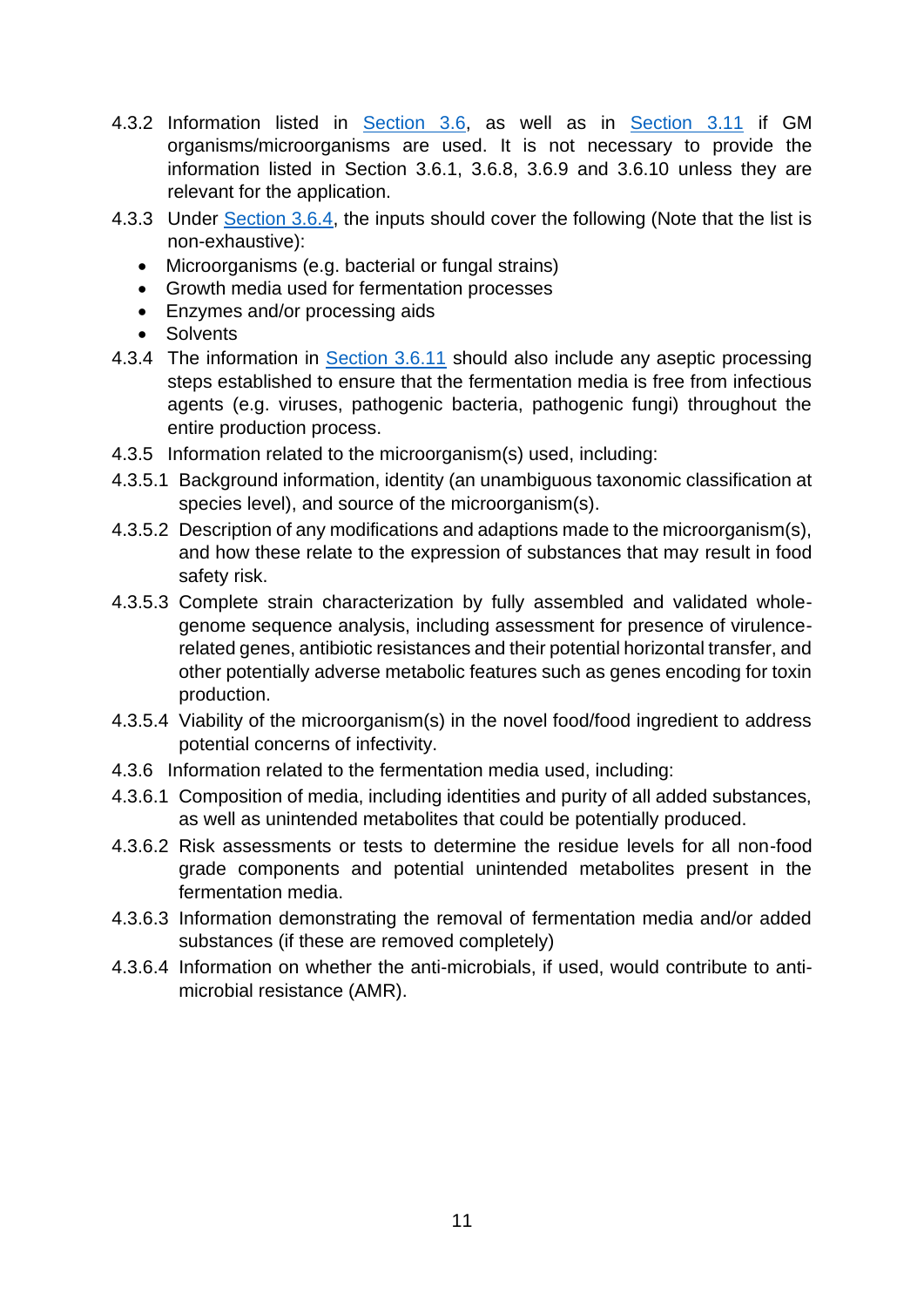4.3.2 Information listed in Section 3.6, as well as in Section 3.11 if GM organisms/microorganisms are used. It is not necessary to provide the information listed in Section 3.6.1, 3.6.8, 3.6.9 and 3.6.10 unless they are relevant for the application.

4.3.3 Under Section 3.6.4, the inputs should cover the following (Note that the list is non-exhaustive):

- Microorganisms (e.g. bacterial or fungal strains)
- Growth media used for fermentation processes
- Enzymes and/or processing aids
- Solvents

4.3.4 The information in Section 3.6.11 should also include any aseptic processing steps established to ensure that the fermentation media is free from infectious agents (e.g. viruses, pathogenic bacteria, pathogenic fungi) throughout the entire production process.

4.3.5 Information related to the microorganism(s) used, including:

4.3.5.1 Background information, identity (an unambiguous taxonomic classification at species level), and source of the microorganism(s).

4.3.5.2 Description of any modifications and adaptions made to the microorganism(s), and how these relate to the expression of substances that may result in food safety risk.

4.3.5.3 Complete strain characterization by fully assembled and validated whole-genome sequence analysis, including assessment for presence of virulence-related genes, antibiotic resistances and their potential horizontal transfer, and other potentially adverse metabolic features such as genes encoding for toxin production.

4.3.5.4 Viability of the microorganism(s) in the novel food/food ingredient to address potential concerns of infectivity.

4.3.6 Information related to the fermentation media used, including:

4.3.6.1 Composition of media, including identities and purity of all added substances, as well as unintended metabolites that could be potentially produced.

4.3.6.2 Risk assessments or tests to determine the residue levels for all non-food grade components and potential unintended metabolites present in the fermentation media.

4.3.6.3 Information demonstrating the removal of fermentation media and/or added substances (if these are removed completely)

4.3.6.4 Information on whether the anti-microbials, if used, would contribute to anti-microbial resistance (AMR).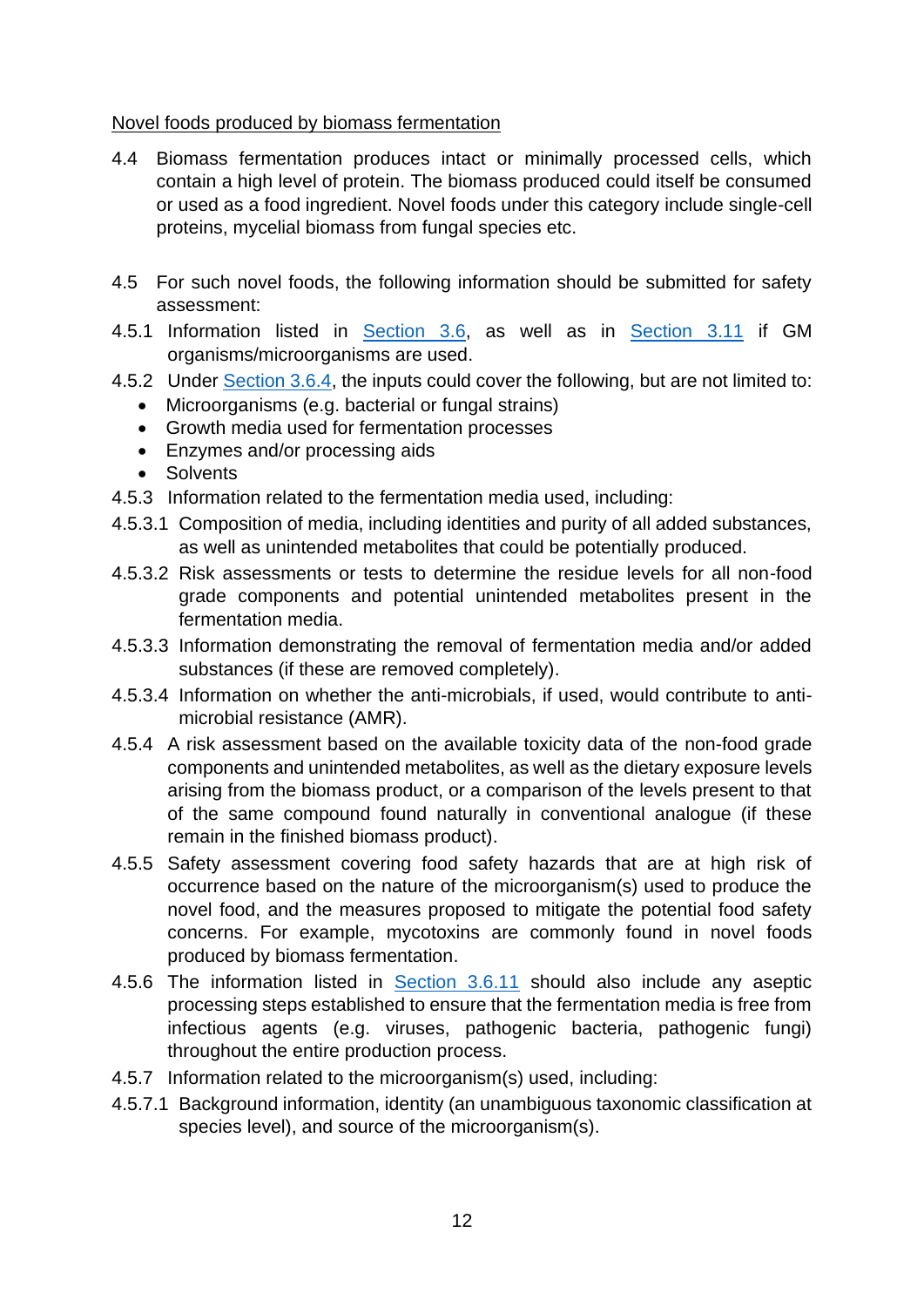Novel foods produced by biomass fermentation

4.4 Biomass fermentation produces intact or minimally processed cells, which contain a high level of protein. The biomass produced could itself be consumed or used as a food ingredient. Novel foods under this category include single-cell proteins, mycelial biomass from fungal species etc.

4.5 For such novel foods, the following information should be submitted for safety assessment:

4.5.1 Information listed in Section 3.6, as well as in Section 3.11 if GM organisms/microorganisms are used.

4.5.2 Under Section 3.6.4, the inputs could cover the following, but are not limited to:

- Microorganisms (e.g. bacterial or fungal strains)
- Growth media used for fermentation processes
- Enzymes and/or processing aids
- Solvents

4.5.3 Information related to the fermentation media used, including:

4.5.3.1 Composition of media, including identities and purity of all added substances, as well as unintended metabolites that could be potentially produced.

4.5.3.2 Risk assessments or tests to determine the residue levels for all non-food grade components and potential unintended metabolites present in the fermentation media.

4.5.3.3 Information demonstrating the removal of fermentation media and/or added substances (if these are removed completely).

4.5.3.4 Information on whether the anti-microbials, if used, would contribute to anti-microbial resistance (AMR).

4.5.4 A risk assessment based on the available toxicity data of the non-food grade components and unintended metabolites, as well as the dietary exposure levels arising from the biomass product, or a comparison of the levels present to that of the same compound found naturally in conventional analogue (if these remain in the finished biomass product).

4.5.5 Safety assessment covering food safety hazards that are at high risk of occurrence based on the nature of the microorganism(s) used to produce the novel food, and the measures proposed to mitigate the potential food safety concerns. For example, mycotoxins are commonly found in novel foods produced by biomass fermentation.

4.5.6 The information listed in Section 3.6.11 should also include any aseptic processing steps established to ensure that the fermentation media is free from infectious agents (e.g. viruses, pathogenic bacteria, pathogenic fungi) throughout the entire production process.

4.5.7 Information related to the microorganism(s) used, including:

4.5.7.1 Background information, identity (an unambiguous taxonomic classification at species level), and source of the microorganism(s).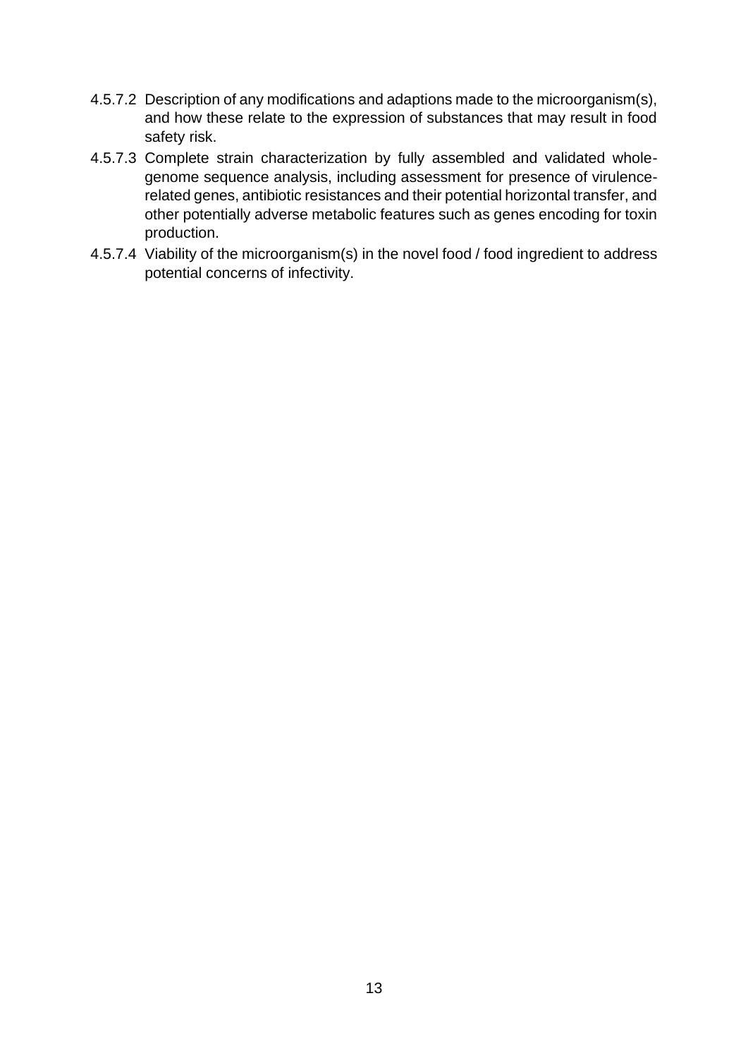4.5.7.2 Description of any modifications and adaptions made to the microorganism(s), and how these relate to the expression of substances that may result in food safety risk.

4.5.7.3 Complete strain characterization by fully assembled and validated whole-genome sequence analysis, including assessment for presence of virulence-related genes, antibiotic resistances and their potential horizontal transfer, and other potentially adverse metabolic features such as genes encoding for toxin production.

4.5.7.4 Viability of the microorganism(s) in the novel food / food ingredient to address potential concerns of infectivity.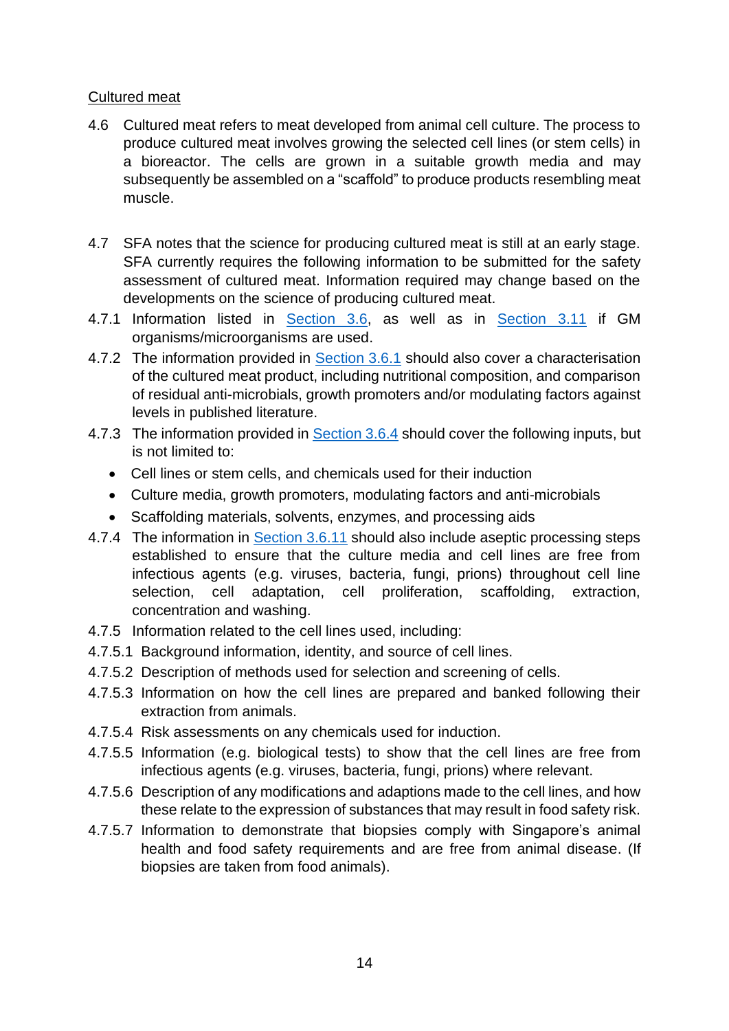<u>Cultured meat</u>

4.6 Cultured meat refers to meat developed from animal cell culture. The process to produce cultured meat involves growing the selected cell lines (or stem cells) in a bioreactor. The cells are grown in a suitable growth media and may subsequently be assembled on a "scaffold" to produce products resembling meat muscle.

4.7 SFA notes that the science for producing cultured meat is still at an early stage. SFA currently requires the following information to be submitted for the safety assessment of cultured meat. Information required may change based on the developments on the science of producing cultured meat.

4.7.1 Information listed in Section 3.6, as well as in Section 3.11 if GM organisms/microorganisms are used.

4.7.2 The information provided in Section 3.6.1 should also cover a characterisation of the cultured meat product, including nutritional composition, and comparison of residual anti-microbials, growth promoters and/or modulating factors against levels in published literature.

4.7.3 The information provided in Section 3.6.4 should cover the following inputs, but is not limited to:

- Cell lines or stem cells, and chemicals used for their induction
- Culture media, growth promoters, modulating factors and anti-microbials
- Scaffolding materials, solvents, enzymes, and processing aids

4.7.4 The information in Section 3.6.11 should also include aseptic processing steps established to ensure that the culture media and cell lines are free from infectious agents (e.g. viruses, bacteria, fungi, prions) throughout cell line selection, cell adaptation, cell proliferation, scaffolding, extraction, concentration and washing.

4.7.5 Information related to the cell lines used, including:

4.7.5.1 Background information, identity, and source of cell lines.

4.7.5.2 Description of methods used for selection and screening of cells.

4.7.5.3 Information on how the cell lines are prepared and banked following their extraction from animals.

4.7.5.4 Risk assessments on any chemicals used for induction.

4.7.5.5 Information (e.g. biological tests) to show that the cell lines are free from infectious agents (e.g. viruses, bacteria, fungi, prions) where relevant.

4.7.5.6 Description of any modifications and adaptions made to the cell lines, and how these relate to the expression of substances that may result in food safety risk.

4.7.5.7 Information to demonstrate that biopsies comply with Singapore's animal health and food safety requirements and are free from animal disease. (If biopsies are taken from food animals).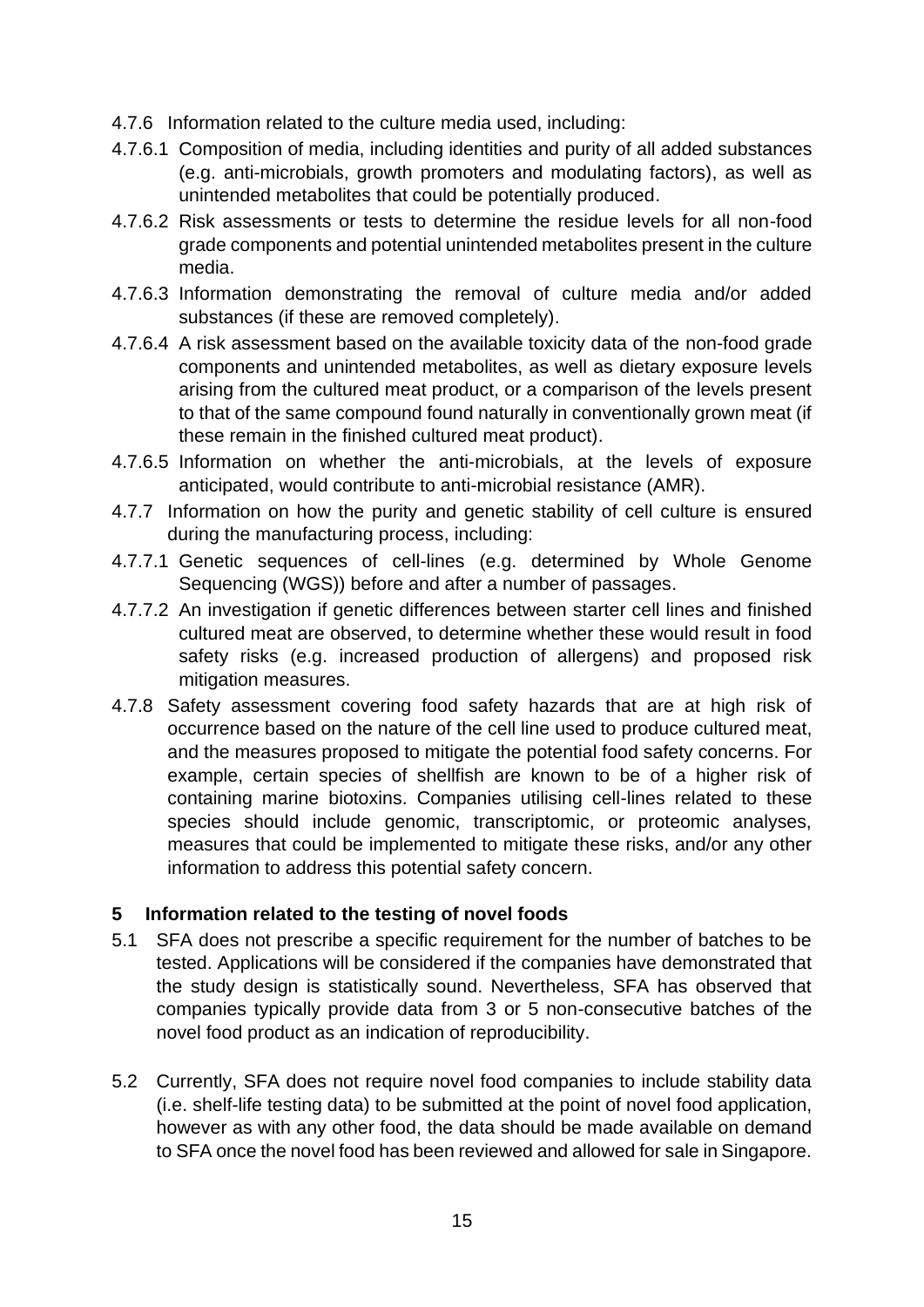4.7.6 Information related to the culture media used, including:

4.7.6.1 Composition of media, including identities and purity of all added substances (e.g. anti-microbials, growth promoters and modulating factors), as well as unintended metabolites that could be potentially produced.

4.7.6.2 Risk assessments or tests to determine the residue levels for all non-food grade components and potential unintended metabolites present in the culture media.

4.7.6.3 Information demonstrating the removal of culture media and/or added substances (if these are removed completely).

4.7.6.4 A risk assessment based on the available toxicity data of the non-food grade components and unintended metabolites, as well as dietary exposure levels arising from the cultured meat product, or a comparison of the levels present to that of the same compound found naturally in conventionally grown meat (if these remain in the finished cultured meat product).

4.7.6.5 Information on whether the anti-microbials, at the levels of exposure anticipated, would contribute to anti-microbial resistance (AMR).

4.7.7 Information on how the purity and genetic stability of cell culture is ensured during the manufacturing process, including:

4.7.7.1 Genetic sequences of cell-lines (e.g. determined by Whole Genome Sequencing (WGS)) before and after a number of passages.

4.7.7.2 An investigation if genetic differences between starter cell lines and finished cultured meat are observed, to determine whether these would result in food safety risks (e.g. increased production of allergens) and proposed risk mitigation measures.

4.7.8 Safety assessment covering food safety hazards that are at high risk of occurrence based on the nature of the cell line used to produce cultured meat, and the measures proposed to mitigate the potential food safety concerns. For example, certain species of shellfish are known to be of a higher risk of containing marine biotoxins. Companies utilising cell-lines related to these species should include genomic, transcriptomic, or proteomic analyses, measures that could be implemented to mitigate these risks, and/or any other information to address this potential safety concern.

## 5 Information related to the testing of novel foods

5.1 SFA does not prescribe a specific requirement for the number of batches to be tested. Applications will be considered if the companies have demonstrated that the study design is statistically sound. Nevertheless, SFA has observed that companies typically provide data from 3 or 5 non-consecutive batches of the novel food product as an indication of reproducibility.

5.2 Currently, SFA does not require novel food companies to include stability data (i.e. shelf-life testing data) to be submitted at the point of novel food application, however as with any other food, the data should be made available on demand to SFA once the novel food has been reviewed and allowed for sale in Singapore.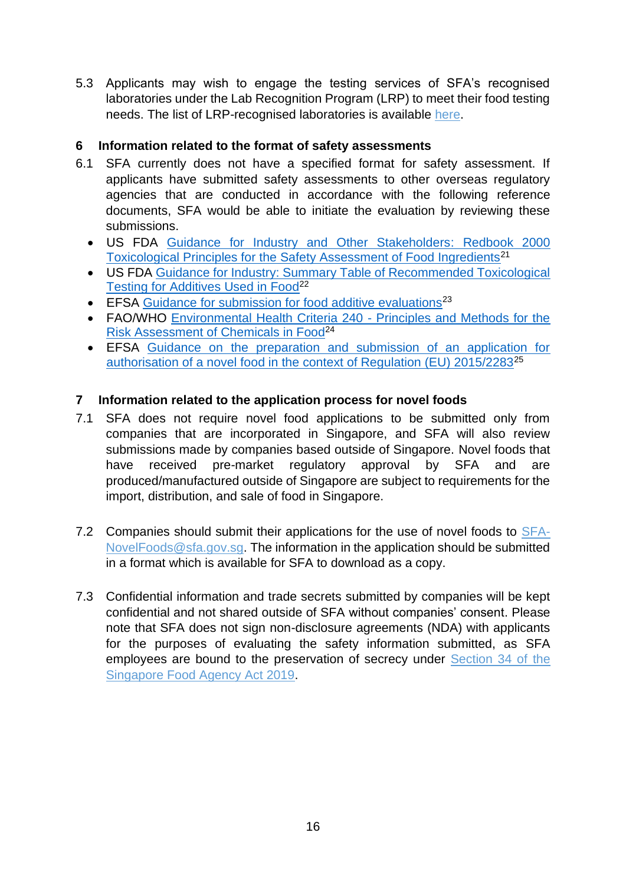5.3 Applicants may wish to engage the testing services of SFA's recognised laboratories under the Lab Recognition Program (LRP) to meet their food testing needs. The list of LRP-recognised laboratories is available here.

## 6 Information related to the format of safety assessments

6.1 SFA currently does not have a specified format for safety assessment. If applicants have submitted safety assessments to other overseas regulatory agencies that are conducted in accordance with the following reference documents, SFA would be able to initiate the evaluation by reviewing these submissions.

- US FDA Guidance for Industry and Other Stakeholders: Redbook 2000 Toxicological Principles for the Safety Assessment of Food Ingredients[21]
- US FDA Guidance for Industry: Summary Table of Recommended Toxicological Testing for Additives Used in Food[22]
- EFSA Guidance for submission for food additive evaluations[23]
- FAO/WHO Environmental Health Criteria 240 - Principles and Methods for the Risk Assessment of Chemicals in Food[24]
- EFSA Guidance on the preparation and submission of an application for authorisation of a novel food in the context of Regulation (EU) 2015/2283[25]

## 7 Information related to the application process for novel foods

7.1 SFA does not require novel food applications to be submitted only from companies that are incorporated in Singapore, and SFA will also review submissions made by companies based outside of Singapore. Novel foods that have received pre-market regulatory approval by SFA and are produced/manufactured outside of Singapore are subject to requirements for the import, distribution, and sale of food in Singapore.

7.2 Companies should submit their applications for the use of novel foods to SFA-NovelFoods@sfa.gov.sg. The information in the application should be submitted in a format which is available for SFA to download as a copy.

7.3 Confidential information and trade secrets submitted by companies will be kept confidential and not shared outside of SFA without companies' consent. Please note that SFA does not sign non-disclosure agreements (NDA) with applicants for the purposes of evaluating the safety information submitted, as SFA employees are bound to the preservation of secrecy under Section 34 of the Singapore Food Agency Act 2019.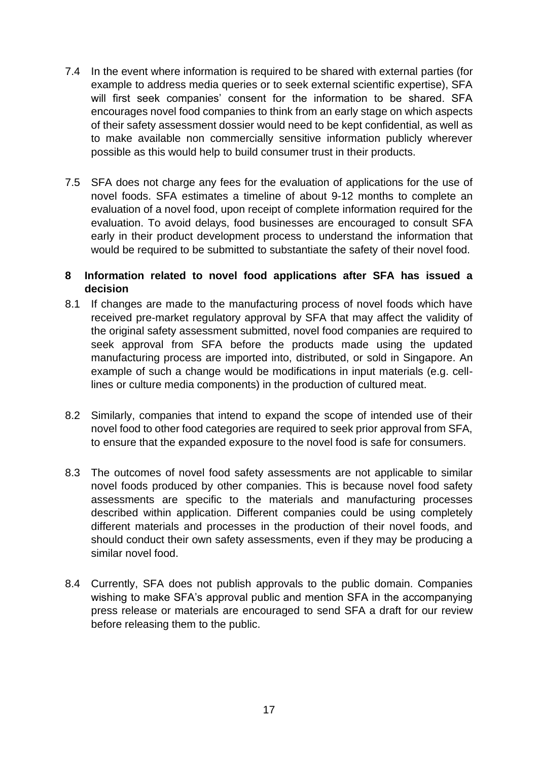7.4 In the event where information is required to be shared with external parties (for example to address media queries or to seek external scientific expertise), SFA will first seek companies' consent for the information to be shared. SFA encourages novel food companies to think from an early stage on which aspects of their safety assessment dossier would need to be kept confidential, as well as to make available non commercially sensitive information publicly wherever possible as this would help to build consumer trust in their products.

7.5 SFA does not charge any fees for the evaluation of applications for the use of novel foods. SFA estimates a timeline of about 9-12 months to complete an evaluation of a novel food, upon receipt of complete information required for the evaluation. To avoid delays, food businesses are encouraged to consult SFA early in their product development process to understand the information that would be required to be submitted to substantiate the safety of their novel food.

## 8 Information related to novel food applications after SFA has issued a decision

8.1 If changes are made to the manufacturing process of novel foods which have received pre-market regulatory approval by SFA that may affect the validity of the original safety assessment submitted, novel food companies are required to seek approval from SFA before the products made using the updated manufacturing process are imported into, distributed, or sold in Singapore. An example of such a change would be modifications in input materials (e.g. cell-lines or culture media components) in the production of cultured meat.

8.2 Similarly, companies that intend to expand the scope of intended use of their novel food to other food categories are required to seek prior approval from SFA, to ensure that the expanded exposure to the novel food is safe for consumers.

8.3 The outcomes of novel food safety assessments are not applicable to similar novel foods produced by other companies. This is because novel food safety assessments are specific to the materials and manufacturing processes described within application. Different companies could be using completely different materials and processes in the production of their novel foods, and should conduct their own safety assessments, even if they may be producing a similar novel food.

8.4 Currently, SFA does not publish approvals to the public domain. Companies wishing to make SFA's approval public and mention SFA in the accompanying press release or materials are encouraged to send SFA a draft for our review before releasing them to the public.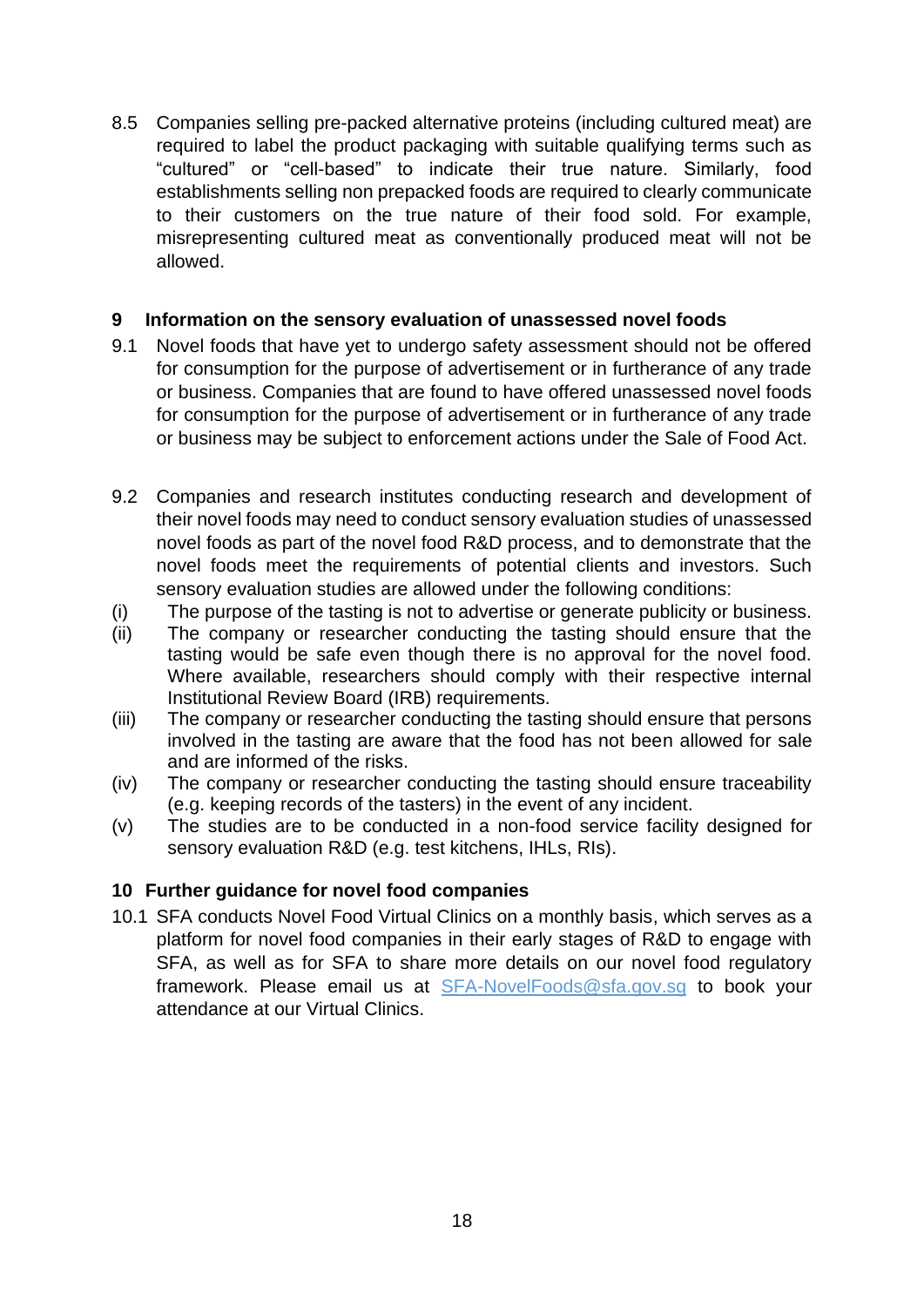8.5 Companies selling pre-packed alternative proteins (including cultured meat) are required to label the product packaging with suitable qualifying terms such as "cultured" or "cell-based" to indicate their true nature. Similarly, food establishments selling non prepacked foods are required to clearly communicate to their customers on the true nature of their food sold. For example, misrepresenting cultured meat as conventionally produced meat will not be allowed.

## 9 Information on the sensory evaluation of unassessed novel foods

9.1 Novel foods that have yet to undergo safety assessment should not be offered for consumption for the purpose of advertisement or in furtherance of any trade or business. Companies that are found to have offered unassessed novel foods for consumption for the purpose of advertisement or in furtherance of any trade or business may be subject to enforcement actions under the Sale of Food Act.

9.2 Companies and research institutes conducting research and development of their novel foods may need to conduct sensory evaluation studies of unassessed novel foods as part of the novel food R&D process, and to demonstrate that the novel foods meet the requirements of potential clients and investors. Such sensory evaluation studies are allowed under the following conditions:

(i) The purpose of the tasting is not to advertise or generate publicity or business.

(ii) The company or researcher conducting the tasting should ensure that the tasting would be safe even though there is no approval for the novel food. Where available, researchers should comply with their respective internal Institutional Review Board (IRB) requirements.

(iii) The company or researcher conducting the tasting should ensure that persons involved in the tasting are aware that the food has not been allowed for sale and are informed of the risks.

(iv) The company or researcher conducting the tasting should ensure traceability (e.g. keeping records of the tasters) in the event of any incident.

(v) The studies are to be conducted in a non-food service facility designed for sensory evaluation R&D (e.g. test kitchens, IHLs, RIs).

## 10 Further guidance for novel food companies

10.1 SFA conducts Novel Food Virtual Clinics on a monthly basis, which serves as a platform for novel food companies in their early stages of R&D to engage with SFA, as well as for SFA to share more details on our novel food regulatory framework. Please email us at SFA-NovelFoods@sfa.gov.sg to book your attendance at our Virtual Clinics.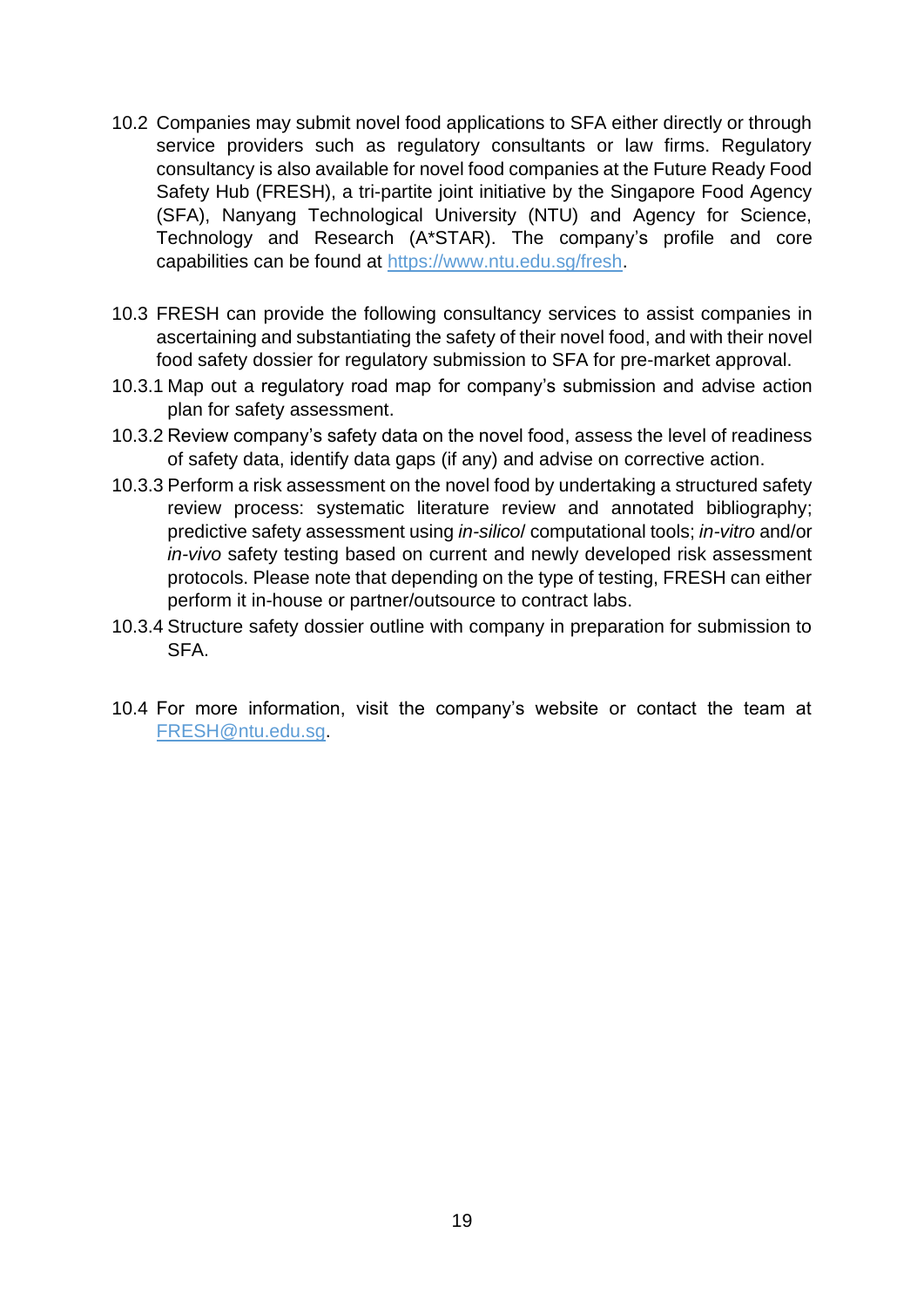10.2 Companies may submit novel food applications to SFA either directly or through service providers such as regulatory consultants or law firms. Regulatory consultancy is also available for novel food companies at the Future Ready Food Safety Hub (FRESH), a tri-partite joint initiative by the Singapore Food Agency (SFA), Nanyang Technological University (NTU) and Agency for Science, Technology and Research (A*STAR). The company's profile and core capabilities can be found at [https://www.ntu.edu.sg/fresh](https://www.ntu.edu.sg/fresh).

10.3 FRESH can provide the following consultancy services to assist companies in ascertaining and substantiating the safety of their novel food, and with their novel food safety dossier for regulatory submission to SFA for pre-market approval.

10.3.1 Map out a regulatory road map for company's submission and advise action plan for safety assessment.

10.3.2 Review company's safety data on the novel food, assess the level of readiness of safety data, identify data gaps (if any) and advise on corrective action.

10.3.3 Perform a risk assessment on the novel food by undertaking a structured safety review process: systematic literature review and annotated bibliography; predictive safety assessment using *in-silico*/ computational tools; *in-vitro* and/or *in-vivo* safety testing based on current and newly developed risk assessment protocols. Please note that depending on the type of testing, FRESH can either perform it in-house or partner/outsource to contract labs.

10.3.4 Structure safety dossier outline with company in preparation for submission to SFA.

10.4 For more information, visit the company's website or contact the team at [FRESH@ntu.edu.sg](mailto:FRESH@ntu.edu.sg).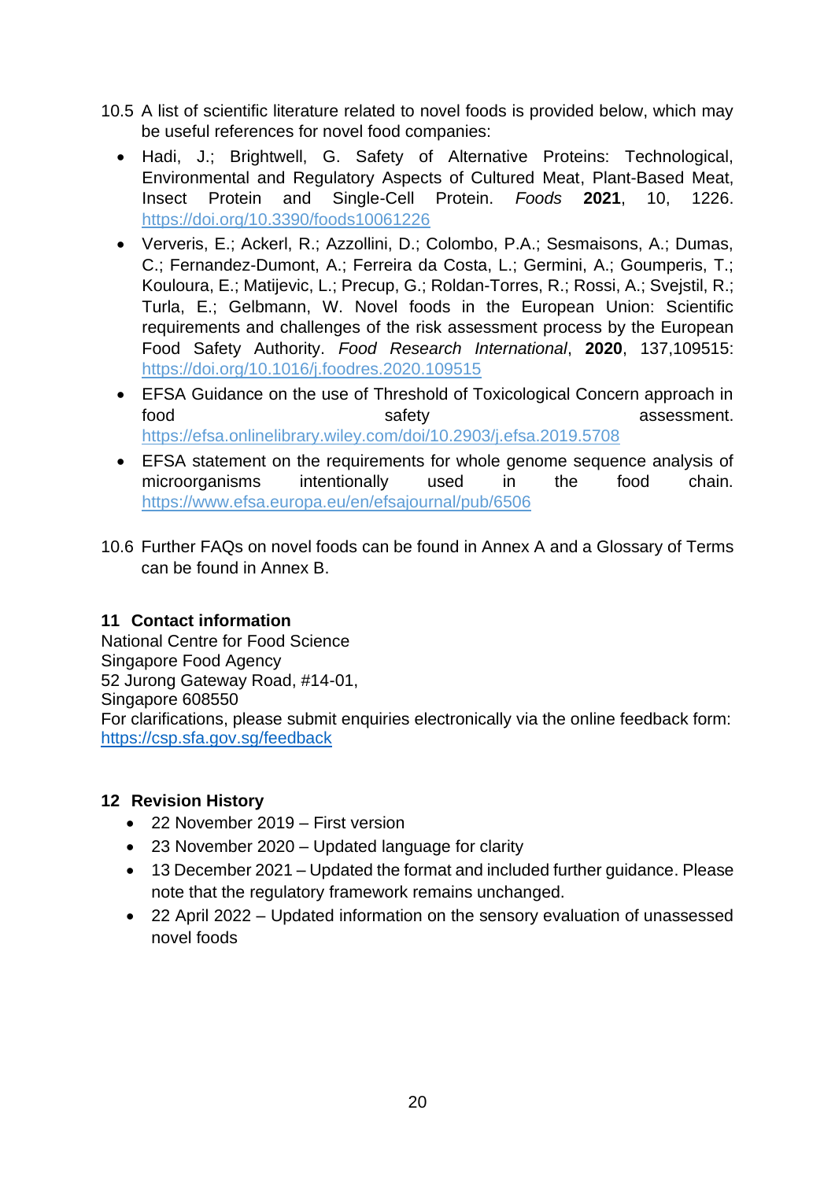10.5 A list of scientific literature related to novel foods is provided below, which may be useful references for novel food companies:

- Hadi, J.; Brightwell, G. Safety of Alternative Proteins: Technological, Environmental and Regulatory Aspects of Cultured Meat, Plant-Based Meat, Insect Protein and Single-Cell Protein. *Foods* **2021**, 10, 1226. https://doi.org/10.3390/foods10061226
- Ververis, E.; Ackerl, R.; Azzollini, D.; Colombo, P.A.; Sesmaisons, A.; Dumas, C.; Fernandez-Dumont, A.; Ferreira da Costa, L.; Germini, A.; Goumperis, T.; Kouloura, E.; Matijevic, L.; Precup, G.; Roldan-Torres, R.; Rossi, A.; Svejstil, R.; Turla, E.; Gelbmann, W. Novel foods in the European Union: Scientific requirements and challenges of the risk assessment process by the European Food Safety Authority. *Food Research International*, **2020**, 137,109515: https://doi.org/10.1016/j.foodres.2020.109515
- EFSA Guidance on the use of Threshold of Toxicological Concern approach in food safety assessment. https://efsa.onlinelibrary.wiley.com/doi/10.2903/j.efsa.2019.5708
- EFSA statement on the requirements for whole genome sequence analysis of microorganisms intentionally used in the food chain. https://www.efsa.europa.eu/en/efsajournal/pub/6506

10.6 Further FAQs on novel foods can be found in Annex A and a Glossary of Terms can be found in Annex B.

## 11 Contact information

National Centre for Food Science
Singapore Food Agency
52 Jurong Gateway Road, #14-01,
Singapore 608550
For clarifications, please submit enquiries electronically via the online feedback form: https://csp.sfa.gov.sg/feedback

## 12 Revision History

- 22 November 2019 – First version
- 23 November 2020 – Updated language for clarity
- 13 December 2021 – Updated the format and included further guidance. Please note that the regulatory framework remains unchanged.
- 22 April 2022 – Updated information on the sensory evaluation of unassessed novel foods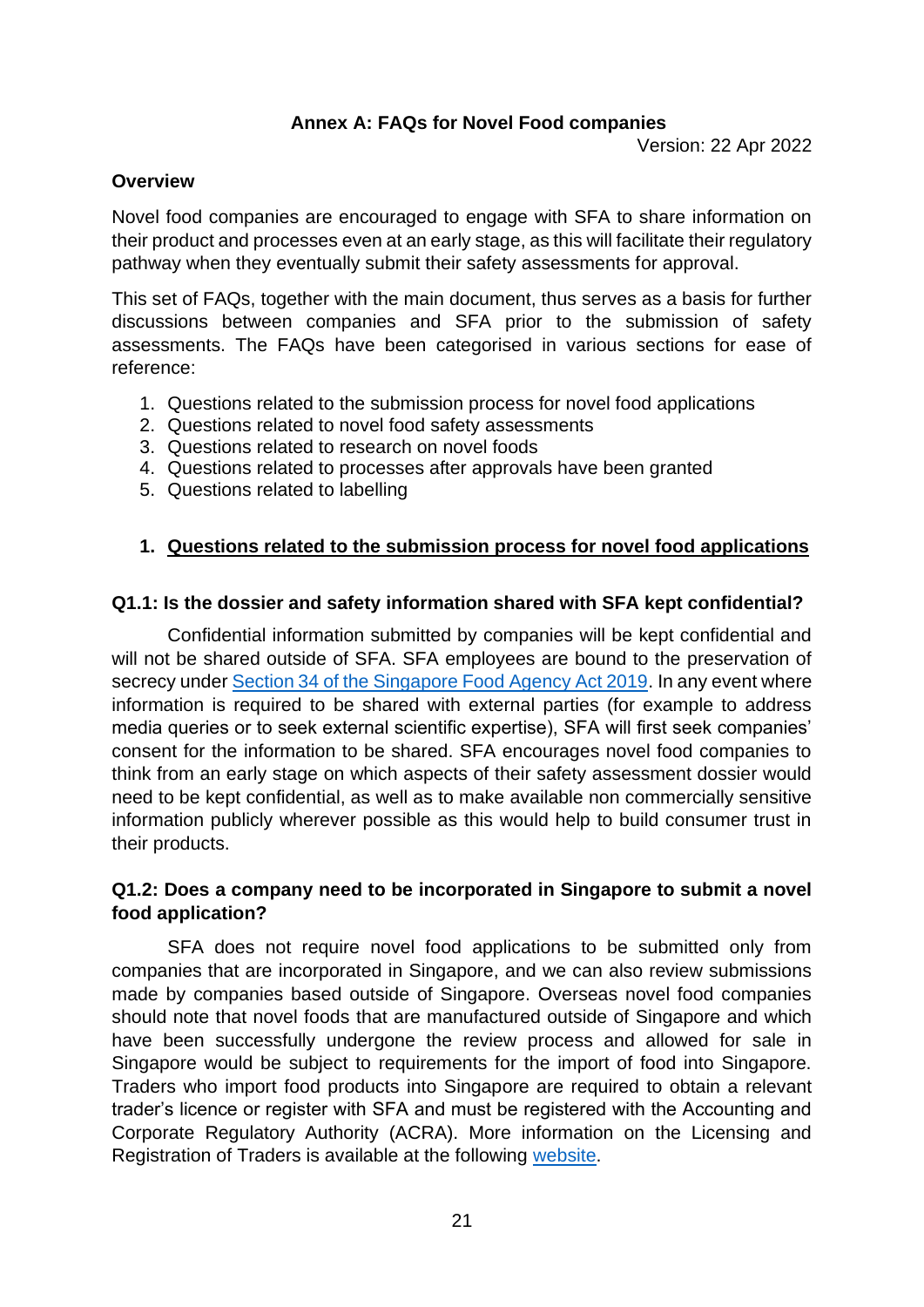## Annex A: FAQs for Novel Food companies

Version: 22 Apr 2022

### Overview

Novel food companies are encouraged to engage with SFA to share information on their product and processes even at an early stage, as this will facilitate their regulatory pathway when they eventually submit their safety assessments for approval.

This set of FAQs, together with the main document, thus serves as a basis for further discussions between companies and SFA prior to the submission of safety assessments. The FAQs have been categorised in various sections for ease of reference:

1. Questions related to the submission process for novel food applications
2. Questions related to novel food safety assessments
3. Questions related to research on novel foods
4. Questions related to processes after approvals have been granted
5. Questions related to labelling

### 1. Questions related to the submission process for novel food applications

**Q1.1: Is the dossier and safety information shared with SFA kept confidential?**

Confidential information submitted by companies will be kept confidential and will not be shared outside of SFA. SFA employees are bound to the preservation of secrecy under Section 34 of the Singapore Food Agency Act 2019. In any event where information is required to be shared with external parties (for example to address media queries or to seek external scientific expertise), SFA will first seek companies' consent for the information to be shared. SFA encourages novel food companies to think from an early stage on which aspects of their safety assessment dossier would need to be kept confidential, as well as to make available non commercially sensitive information publicly wherever possible as this would help to build consumer trust in their products.

**Q1.2: Does a company need to be incorporated in Singapore to submit a novel food application?**

SFA does not require novel food applications to be submitted only from companies that are incorporated in Singapore, and we can also review submissions made by companies based outside of Singapore. Overseas novel food companies should note that novel foods that are manufactured outside of Singapore and which have been successfully undergone the review process and allowed for sale in Singapore would be subject to requirements for the import of food into Singapore. Traders who import food products into Singapore are required to obtain a relevant trader's licence or register with SFA and must be registered with the Accounting and Corporate Regulatory Authority (ACRA). More information on the Licensing and Registration of Traders is available at the following website.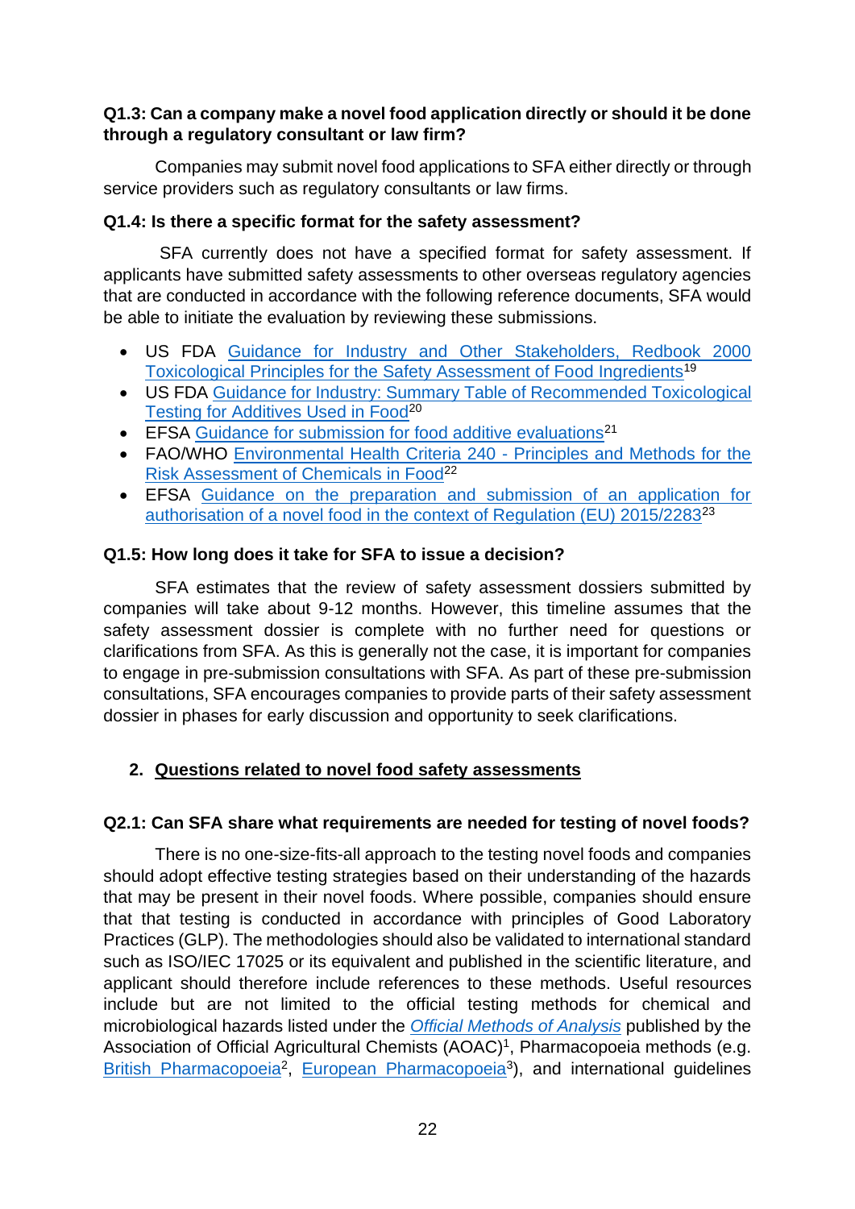**Q1.3: Can a company make a novel food application directly or should it be done through a regulatory consultant or law firm?**

Companies may submit novel food applications to SFA either directly or through service providers such as regulatory consultants or law firms.

**Q1.4: Is there a specific format for the safety assessment?**

SFA currently does not have a specified format for safety assessment. If applicants have submitted safety assessments to other overseas regulatory agencies that are conducted in accordance with the following reference documents, SFA would be able to initiate the evaluation by reviewing these submissions.

- US FDA Guidance for Industry and Other Stakeholders, Redbook 2000 Toxicological Principles for the Safety Assessment of Food Ingredients[19]
- US FDA Guidance for Industry: Summary Table of Recommended Toxicological Testing for Additives Used in Food[20]
- EFSA Guidance for submission for food additive evaluations[21]
- FAO/WHO Environmental Health Criteria 240 - Principles and Methods for the Risk Assessment of Chemicals in Food[22]
- EFSA Guidance on the preparation and submission of an application for authorisation of a novel food in the context of Regulation (EU) 2015/2283[23]

**Q1.5: How long does it take for SFA to issue a decision?**

SFA estimates that the review of safety assessment dossiers submitted by companies will take about 9-12 months. However, this timeline assumes that the safety assessment dossier is complete with no further need for questions or clarifications from SFA. As this is generally not the case, it is important for companies to engage in pre-submission consultations with SFA. As part of these pre-submission consultations, SFA encourages companies to provide parts of their safety assessment dossier in phases for early discussion and opportunity to seek clarifications.

## 2. Questions related to novel food safety assessments

**Q2.1: Can SFA share what requirements are needed for testing of novel foods?**

There is no one-size-fits-all approach to the testing novel foods and companies should adopt effective testing strategies based on their understanding of the hazards that may be present in their novel foods. Where possible, companies should ensure that that testing is conducted in accordance with principles of Good Laboratory Practices (GLP). The methodologies should also be validated to international standard such as ISO/IEC 17025 or its equivalent and published in the scientific literature, and applicant should therefore include references to these methods. Useful resources include but are not limited to the official testing methods for chemical and microbiological hazards listed under the *Official Methods of Analysis* published by the Association of Official Agricultural Chemists (AOAC)[1], Pharmacopoeia methods (e.g. British Pharmacopoeia[2], European Pharmacopoeia[3]), and international guidelines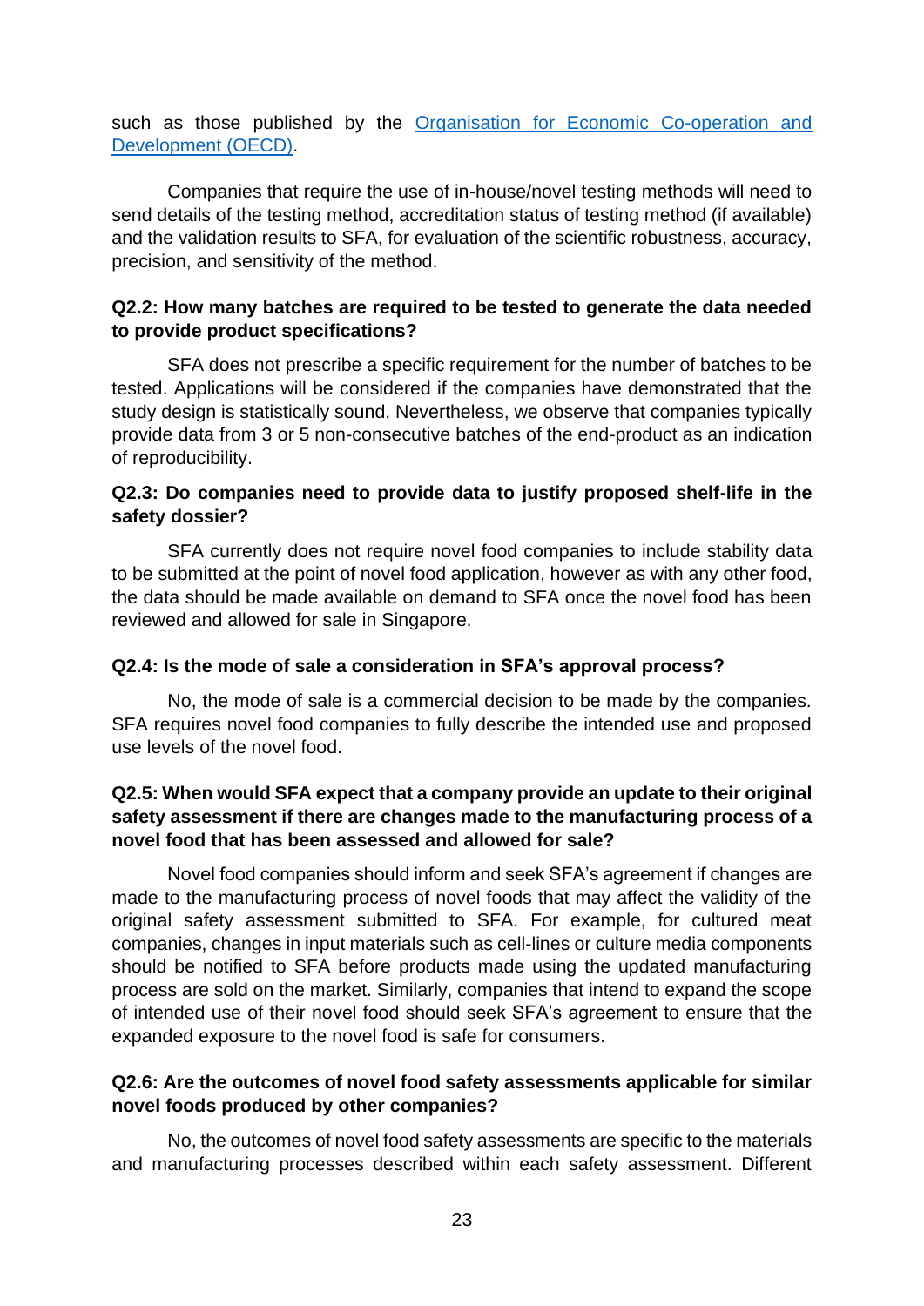such as those published by the [Organisation for Economic Co-operation and Development (OECD)](#).

Companies that require the use of in-house/novel testing methods will need to send details of the testing method, accreditation status of testing method (if available) and the validation results to SFA, for evaluation of the scientific robustness, accuracy, precision, and sensitivity of the method.

**Q2.2: How many batches are required to be tested to generate the data needed to provide product specifications?**

SFA does not prescribe a specific requirement for the number of batches to be tested. Applications will be considered if the companies have demonstrated that the study design is statistically sound. Nevertheless, we observe that companies typically provide data from 3 or 5 non-consecutive batches of the end-product as an indication of reproducibility.

**Q2.3: Do companies need to provide data to justify proposed shelf-life in the safety dossier?**

SFA currently does not require novel food companies to include stability data to be submitted at the point of novel food application, however as with any other food, the data should be made available on demand to SFA once the novel food has been reviewed and allowed for sale in Singapore.

**Q2.4: Is the mode of sale a consideration in SFA's approval process?**

No, the mode of sale is a commercial decision to be made by the companies. SFA requires novel food companies to fully describe the intended use and proposed use levels of the novel food.

**Q2.5: When would SFA expect that a company provide an update to their original safety assessment if there are changes made to the manufacturing process of a novel food that has been assessed and allowed for sale?**

Novel food companies should inform and seek SFA's agreement if changes are made to the manufacturing process of novel foods that may affect the validity of the original safety assessment submitted to SFA. For example, for cultured meat companies, changes in input materials such as cell-lines or culture media components should be notified to SFA before products made using the updated manufacturing process are sold on the market. Similarly, companies that intend to expand the scope of intended use of their novel food should seek SFA's agreement to ensure that the expanded exposure to the novel food is safe for consumers.

**Q2.6: Are the outcomes of novel food safety assessments applicable for similar novel foods produced by other companies?**

No, the outcomes of novel food safety assessments are specific to the materials and manufacturing processes described within each safety assessment. Different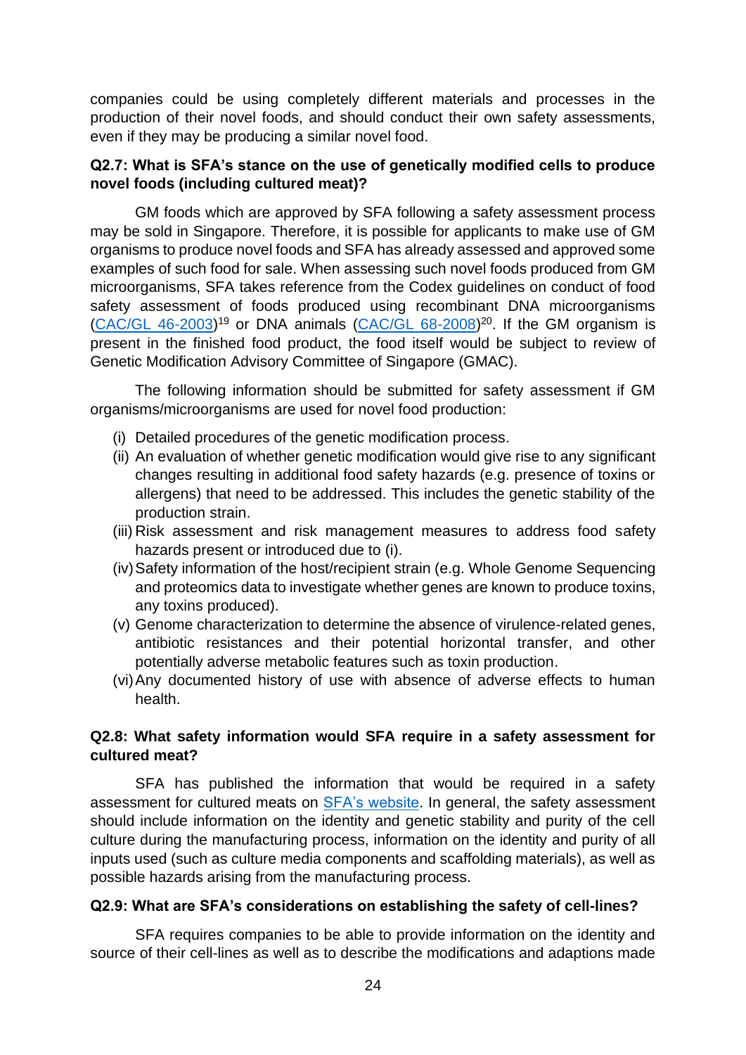companies could be using completely different materials and processes in the production of their novel foods, and should conduct their own safety assessments, even if they may be producing a similar novel food.

**Q2.7: What is SFA's stance on the use of genetically modified cells to produce novel foods (including cultured meat)?**

GM foods which are approved by SFA following a safety assessment process may be sold in Singapore. Therefore, it is possible for applicants to make use of GM organisms to produce novel foods and SFA has already assessed and approved some examples of such food for sale. When assessing such novel foods produced from GM microorganisms, SFA takes reference from the Codex guidelines on conduct of food safety assessment of foods produced using recombinant DNA microorganisms (CAC/GL 46-2003)[19] or DNA animals (CAC/GL 68-2008)[20]. If the GM organism is present in the finished food product, the food itself would be subject to review of Genetic Modification Advisory Committee of Singapore (GMAC).

The following information should be submitted for safety assessment if GM organisms/microorganisms are used for novel food production:

(i) Detailed procedures of the genetic modification process.
(ii) An evaluation of whether genetic modification would give rise to any significant changes resulting in additional food safety hazards (e.g. presence of toxins or allergens) that need to be addressed. This includes the genetic stability of the production strain.
(iii) Risk assessment and risk management measures to address food safety hazards present or introduced due to (i).
(iv) Safety information of the host/recipient strain (e.g. Whole Genome Sequencing and proteomics data to investigate whether genes are known to produce toxins, any toxins produced).
(v) Genome characterization to determine the absence of virulence-related genes, antibiotic resistances and their potential horizontal transfer, and other potentially adverse metabolic features such as toxin production.
(vi) Any documented history of use with absence of adverse effects to human health.

**Q2.8: What safety information would SFA require in a safety assessment for cultured meat?**

SFA has published the information that would be required in a safety assessment for cultured meats on SFA's website. In general, the safety assessment should include information on the identity and genetic stability and purity of the cell culture during the manufacturing process, information on the identity and purity of all inputs used (such as culture media components and scaffolding materials), as well as possible hazards arising from the manufacturing process.

**Q2.9: What are SFA's considerations on establishing the safety of cell-lines?**

SFA requires companies to be able to provide information on the identity and source of their cell-lines as well as to describe the modifications and adaptions made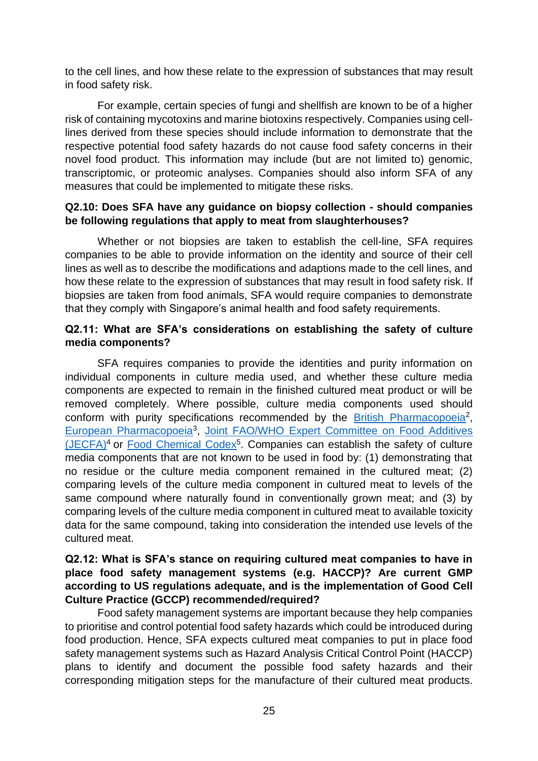to the cell lines, and how these relate to the expression of substances that may result in food safety risk.

For example, certain species of fungi and shellfish are known to be of a higher risk of containing mycotoxins and marine biotoxins respectively. Companies using cell-lines derived from these species should include information to demonstrate that the respective potential food safety hazards do not cause food safety concerns in their novel food product. This information may include (but are not limited to) genomic, transcriptomic, or proteomic analyses. Companies should also inform SFA of any measures that could be implemented to mitigate these risks.

**Q2.10: Does SFA have any guidance on biopsy collection - should companies be following regulations that apply to meat from slaughterhouses?**

Whether or not biopsies are taken to establish the cell-line, SFA requires companies to be able to provide information on the identity and source of their cell lines as well as to describe the modifications and adaptions made to the cell lines, and how these relate to the expression of substances that may result in food safety risk. If biopsies are taken from food animals, SFA would require companies to demonstrate that they comply with Singapore's animal health and food safety requirements.

**Q2.11: What are SFA's considerations on establishing the safety of culture media components?**

SFA requires companies to provide the identities and purity information on individual components in culture media used, and whether these culture media components are expected to remain in the finished cultured meat product or will be removed completely. Where possible, culture media components used should conform with purity specifications recommended by the British Pharmacopoeia[2], European Pharmacopoeia[3], Joint FAO/WHO Expert Committee on Food Additives (JECFA)[4] or Food Chemical Codex[5]. Companies can establish the safety of culture media components that are not known to be used in food by: (1) demonstrating that no residue or the culture media component remained in the cultured meat; (2) comparing levels of the culture media component in cultured meat to levels of the same compound where naturally found in conventionally grown meat; and (3) by comparing levels of the culture media component in cultured meat to available toxicity data for the same compound, taking into consideration the intended use levels of the cultured meat.

**Q2.12: What is SFA's stance on requiring cultured meat companies to have in place food safety management systems (e.g. HACCP)? Are current GMP according to US regulations adequate, and is the implementation of Good Cell Culture Practice (GCCP) recommended/required?**

Food safety management systems are important because they help companies to prioritise and control potential food safety hazards which could be introduced during food production. Hence, SFA expects cultured meat companies to put in place food safety management systems such as Hazard Analysis Critical Control Point (HACCP) plans to identify and document the possible food safety hazards and their corresponding mitigation steps for the manufacture of their cultured meat products.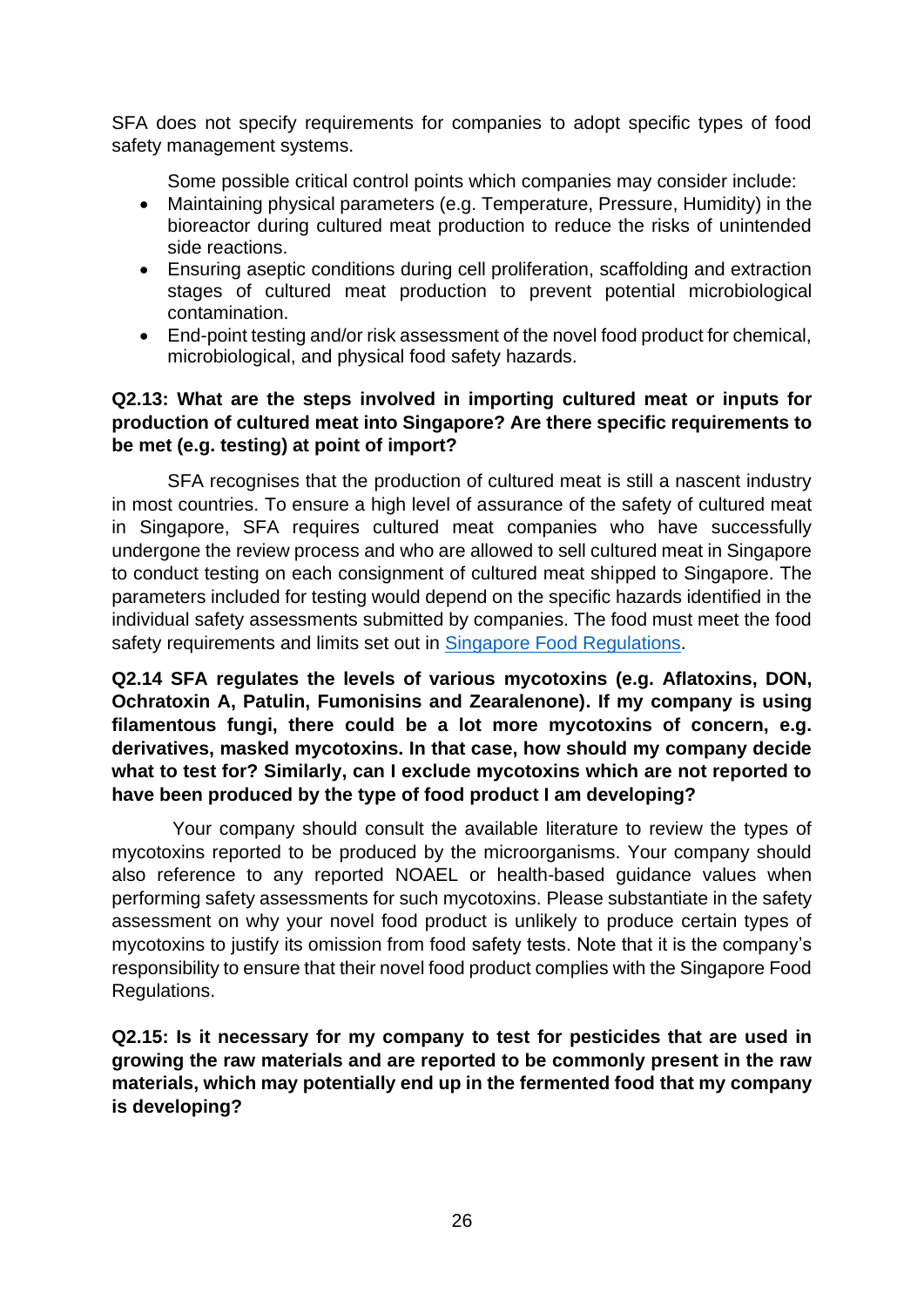SFA does not specify requirements for companies to adopt specific types of food safety management systems.

Some possible critical control points which companies may consider include:

- Maintaining physical parameters (e.g. Temperature, Pressure, Humidity) in the bioreactor during cultured meat production to reduce the risks of unintended side reactions.
- Ensuring aseptic conditions during cell proliferation, scaffolding and extraction stages of cultured meat production to prevent potential microbiological contamination.
- End-point testing and/or risk assessment of the novel food product for chemical, microbiological, and physical food safety hazards.

**Q2.13: What are the steps involved in importing cultured meat or inputs for production of cultured meat into Singapore? Are there specific requirements to be met (e.g. testing) at point of import?**

SFA recognises that the production of cultured meat is still a nascent industry in most countries. To ensure a high level of assurance of the safety of cultured meat in Singapore, SFA requires cultured meat companies who have successfully undergone the review process and who are allowed to sell cultured meat in Singapore to conduct testing on each consignment of cultured meat shipped to Singapore. The parameters included for testing would depend on the specific hazards identified in the individual safety assessments submitted by companies. The food must meet the food safety requirements and limits set out in Singapore Food Regulations.

**Q2.14 SFA regulates the levels of various mycotoxins (e.g. Aflatoxins, DON, Ochratoxin A, Patulin, Fumonisins and Zearalenone). If my company is using filamentous fungi, there could be a lot more mycotoxins of concern, e.g. derivatives, masked mycotoxins. In that case, how should my company decide what to test for? Similarly, can I exclude mycotoxins which are not reported to have been produced by the type of food product I am developing?**

Your company should consult the available literature to review the types of mycotoxins reported to be produced by the microorganisms. Your company should also reference to any reported NOAEL or health-based guidance values when performing safety assessments for such mycotoxins. Please substantiate in the safety assessment on why your novel food product is unlikely to produce certain types of mycotoxins to justify its omission from food safety tests. Note that it is the company's responsibility to ensure that their novel food product complies with the Singapore Food Regulations.

**Q2.15: Is it necessary for my company to test for pesticides that are used in growing the raw materials and are reported to be commonly present in the raw materials, which may potentially end up in the fermented food that my company is developing?**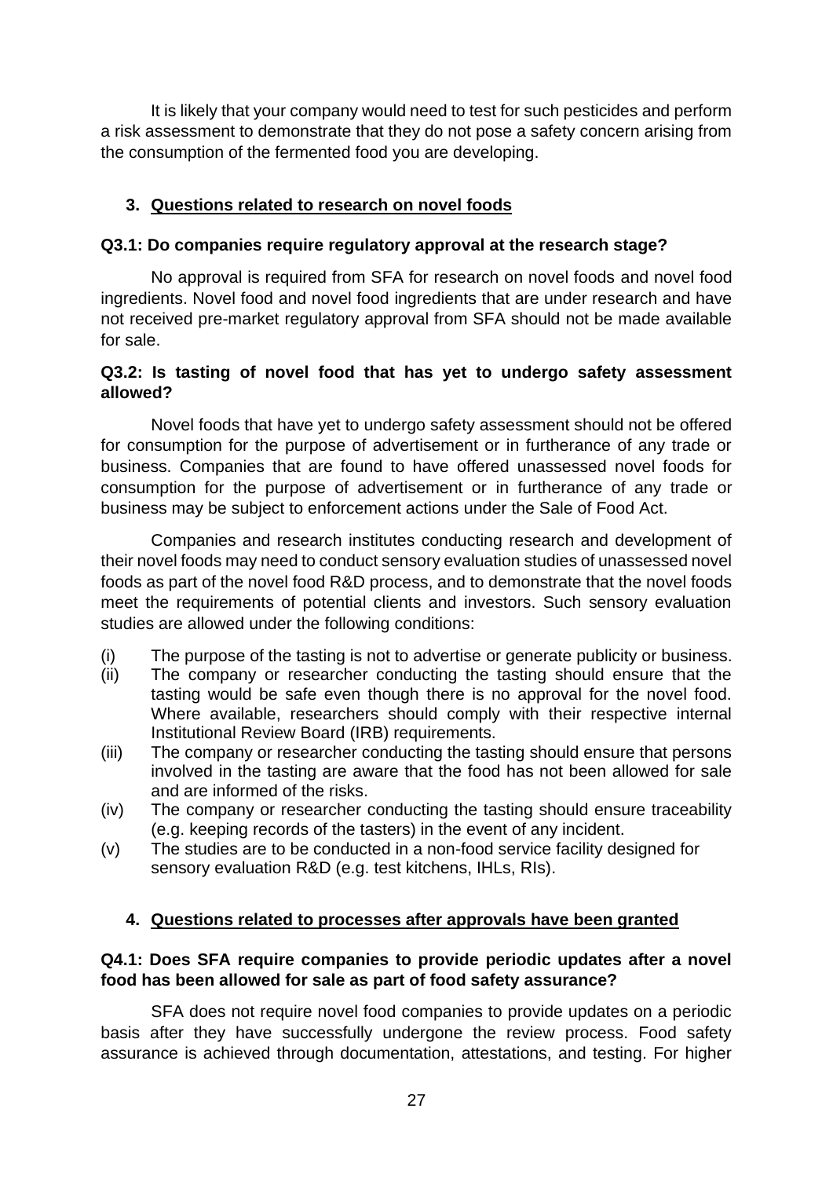It is likely that your company would need to test for such pesticides and perform a risk assessment to demonstrate that they do not pose a safety concern arising from the consumption of the fermented food you are developing.

## 3. Questions related to research on novel foods

**Q3.1: Do companies require regulatory approval at the research stage?**

No approval is required from SFA for research on novel foods and novel food ingredients. Novel food and novel food ingredients that are under research and have not received pre-market regulatory approval from SFA should not be made available for sale.

**Q3.2: Is tasting of novel food that has yet to undergo safety assessment allowed?**

Novel foods that have yet to undergo safety assessment should not be offered for consumption for the purpose of advertisement or in furtherance of any trade or business. Companies that are found to have offered unassessed novel foods for consumption for the purpose of advertisement or in furtherance of any trade or business may be subject to enforcement actions under the Sale of Food Act.

Companies and research institutes conducting research and development of their novel foods may need to conduct sensory evaluation studies of unassessed novel foods as part of the novel food R&D process, and to demonstrate that the novel foods meet the requirements of potential clients and investors. Such sensory evaluation studies are allowed under the following conditions:

(i) The purpose of the tasting is not to advertise or generate publicity or business.

(ii) The company or researcher conducting the tasting should ensure that the tasting would be safe even though there is no approval for the novel food. Where available, researchers should comply with their respective internal Institutional Review Board (IRB) requirements.

(iii) The company or researcher conducting the tasting should ensure that persons involved in the tasting are aware that the food has not been allowed for sale and are informed of the risks.

(iv) The company or researcher conducting the tasting should ensure traceability (e.g. keeping records of the tasters) in the event of any incident.

(v) The studies are to be conducted in a non-food service facility designed for sensory evaluation R&D (e.g. test kitchens, IHLs, RIs).

## 4. Questions related to processes after approvals have been granted

**Q4.1: Does SFA require companies to provide periodic updates after a novel food has been allowed for sale as part of food safety assurance?**

SFA does not require novel food companies to provide updates on a periodic basis after they have successfully undergone the review process. Food safety assurance is achieved through documentation, attestations, and testing. For higher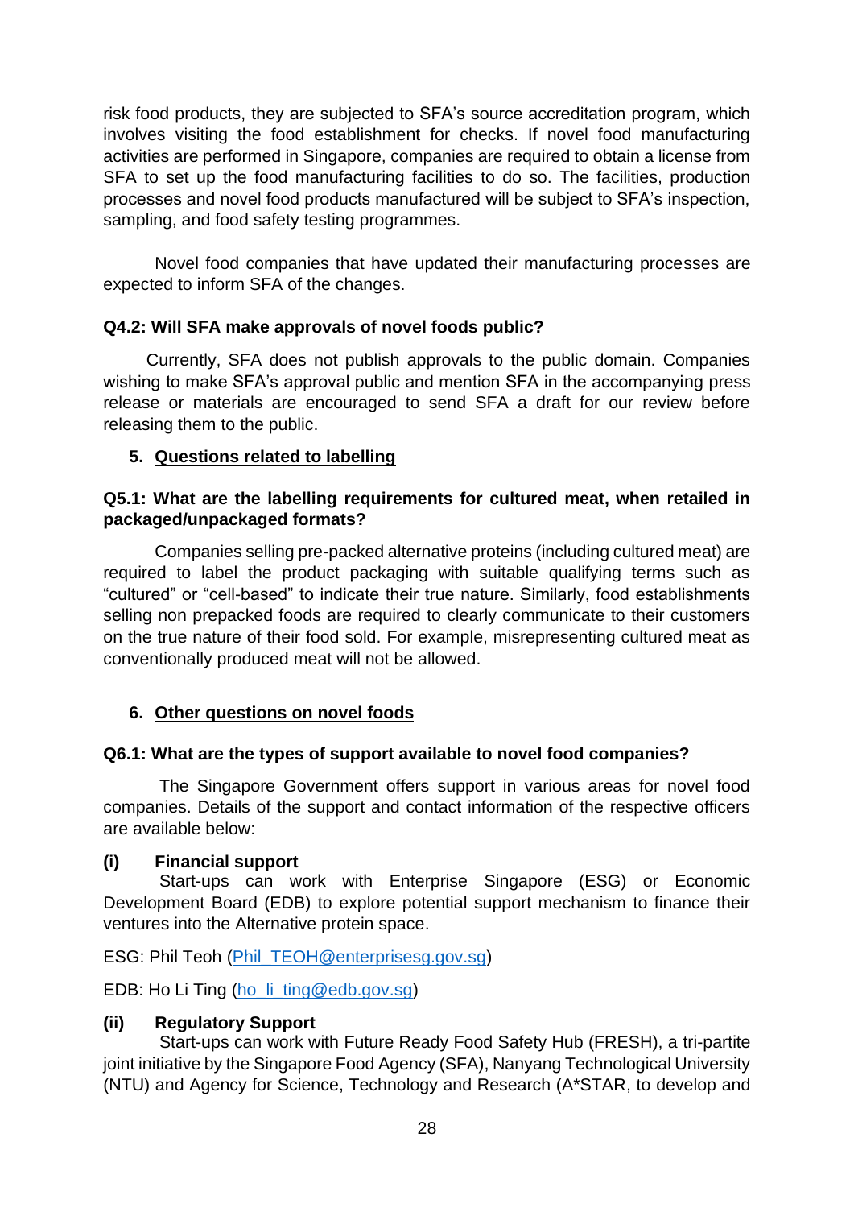risk food products, they are subjected to SFA's source accreditation program, which involves visiting the food establishment for checks. If novel food manufacturing activities are performed in Singapore, companies are required to obtain a license from SFA to set up the food manufacturing facilities to do so. The facilities, production processes and novel food products manufactured will be subject to SFA's inspection, sampling, and food safety testing programmes.

Novel food companies that have updated their manufacturing processes are expected to inform SFA of the changes.

**Q4.2: Will SFA make approvals of novel foods public?**

Currently, SFA does not publish approvals to the public domain. Companies wishing to make SFA's approval public and mention SFA in the accompanying press release or materials are encouraged to send SFA a draft for our review before releasing them to the public.

## 5. Questions related to labelling

**Q5.1: What are the labelling requirements for cultured meat, when retailed in packaged/unpackaged formats?**

Companies selling pre-packed alternative proteins (including cultured meat) are required to label the product packaging with suitable qualifying terms such as "cultured" or "cell-based" to indicate their true nature. Similarly, food establishments selling non prepacked foods are required to clearly communicate to their customers on the true nature of their food sold. For example, misrepresenting cultured meat as conventionally produced meat will not be allowed.

## 6. Other questions on novel foods

**Q6.1: What are the types of support available to novel food companies?**

The Singapore Government offers support in various areas for novel food companies. Details of the support and contact information of the respective officers are available below:

**(i) Financial support**

Start-ups can work with Enterprise Singapore (ESG) or Economic Development Board (EDB) to explore potential support mechanism to finance their ventures into the Alternative protein space.

ESG: Phil Teoh (Phil_TEOH@enterprisesg.gov.sg)

EDB: Ho Li Ting (ho_li_ting@edb.gov.sg)

**(ii) Regulatory Support**

Start-ups can work with Future Ready Food Safety Hub (FRESH), a tri-partite joint initiative by the Singapore Food Agency (SFA), Nanyang Technological University (NTU) and Agency for Science, Technology and Research (A*STAR, to develop and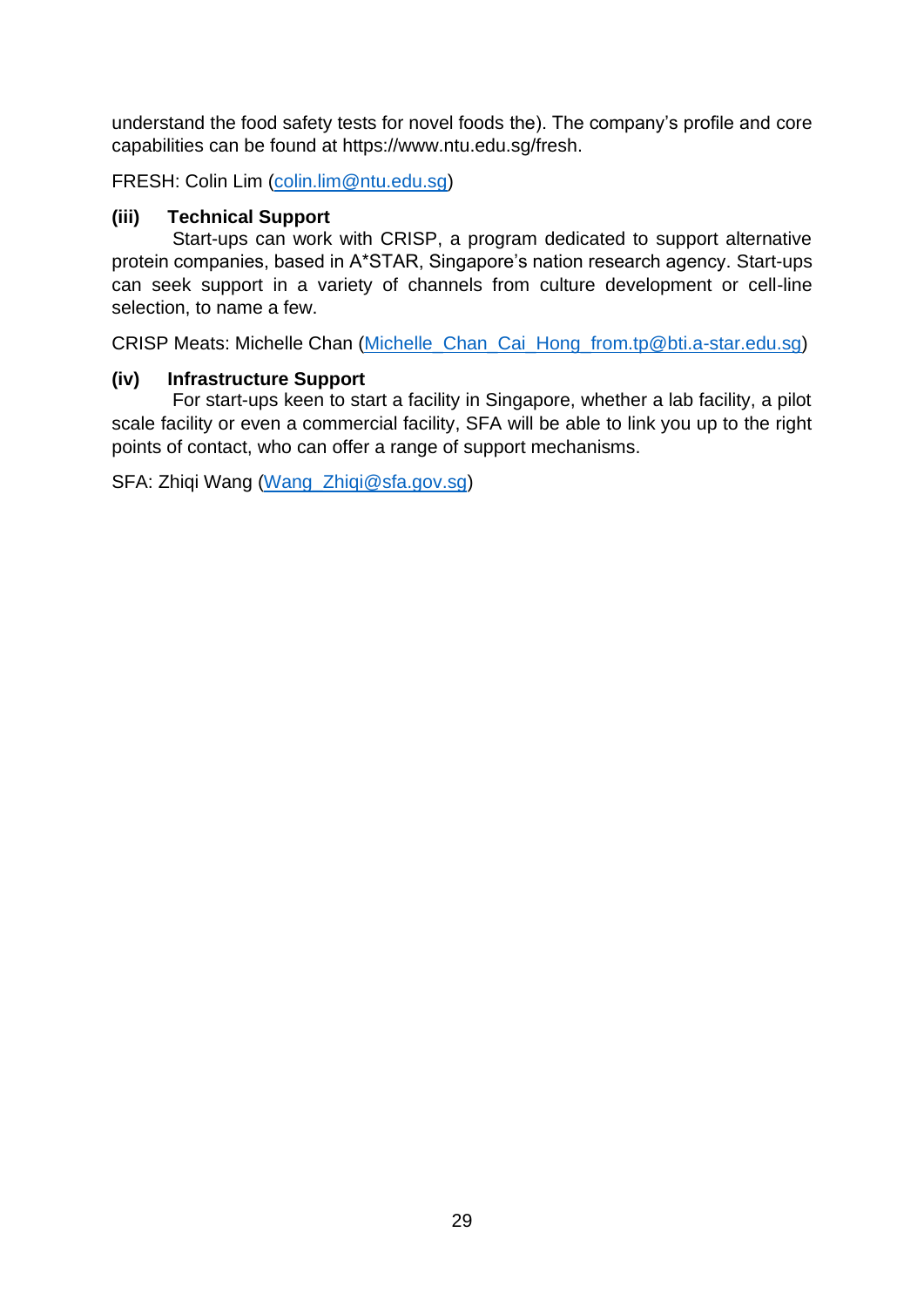understand the food safety tests for novel foods the). The company's profile and core capabilities can be found at https://www.ntu.edu.sg/fresh.

FRESH: Colin Lim (colin.lim@ntu.edu.sg)

**(iii) Technical Support**

Start-ups can work with CRISP, a program dedicated to support alternative protein companies, based in A*STAR, Singapore's nation research agency. Start-ups can seek support in a variety of channels from culture development or cell-line selection, to name a few.

CRISP Meats: Michelle Chan (Michelle_Chan_Cai_Hong_from.tp@bti.a-star.edu.sg)

**(iv) Infrastructure Support**

For start-ups keen to start a facility in Singapore, whether a lab facility, a pilot scale facility or even a commercial facility, SFA will be able to link you up to the right points of contact, who can offer a range of support mechanisms.

SFA: Zhiqi Wang (Wang_Zhiqi@sfa.gov.sg)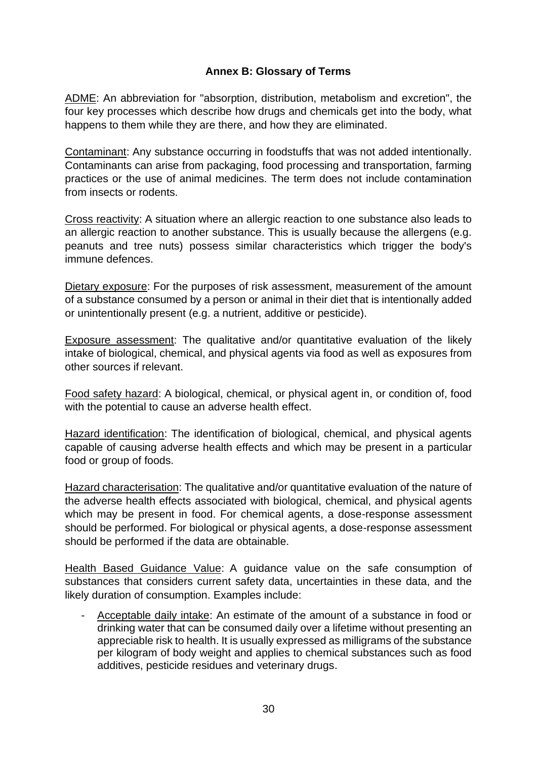## Annex B: Glossary of Terms

ADME: An abbreviation for "absorption, distribution, metabolism and excretion", the four key processes which describe how drugs and chemicals get into the body, what happens to them while they are there, and how they are eliminated.

Contaminant: Any substance occurring in foodstuffs that was not added intentionally. Contaminants can arise from packaging, food processing and transportation, farming practices or the use of animal medicines. The term does not include contamination from insects or rodents.

Cross reactivity: A situation where an allergic reaction to one substance also leads to an allergic reaction to another substance. This is usually because the allergens (e.g. peanuts and tree nuts) possess similar characteristics which trigger the body's immune defences.

Dietary exposure: For the purposes of risk assessment, measurement of the amount of a substance consumed by a person or animal in their diet that is intentionally added or unintentionally present (e.g. a nutrient, additive or pesticide).

Exposure assessment: The qualitative and/or quantitative evaluation of the likely intake of biological, chemical, and physical agents via food as well as exposures from other sources if relevant.

Food safety hazard: A biological, chemical, or physical agent in, or condition of, food with the potential to cause an adverse health effect.

Hazard identification: The identification of biological, chemical, and physical agents capable of causing adverse health effects and which may be present in a particular food or group of foods.

Hazard characterisation: The qualitative and/or quantitative evaluation of the nature of the adverse health effects associated with biological, chemical, and physical agents which may be present in food. For chemical agents, a dose-response assessment should be performed. For biological or physical agents, a dose-response assessment should be performed if the data are obtainable.

Health Based Guidance Value: A guidance value on the safe consumption of substances that considers current safety data, uncertainties in these data, and the likely duration of consumption. Examples include:

- Acceptable daily intake: An estimate of the amount of a substance in food or drinking water that can be consumed daily over a lifetime without presenting an appreciable risk to health. It is usually expressed as milligrams of the substance per kilogram of body weight and applies to chemical substances such as food additives, pesticide residues and veterinary drugs.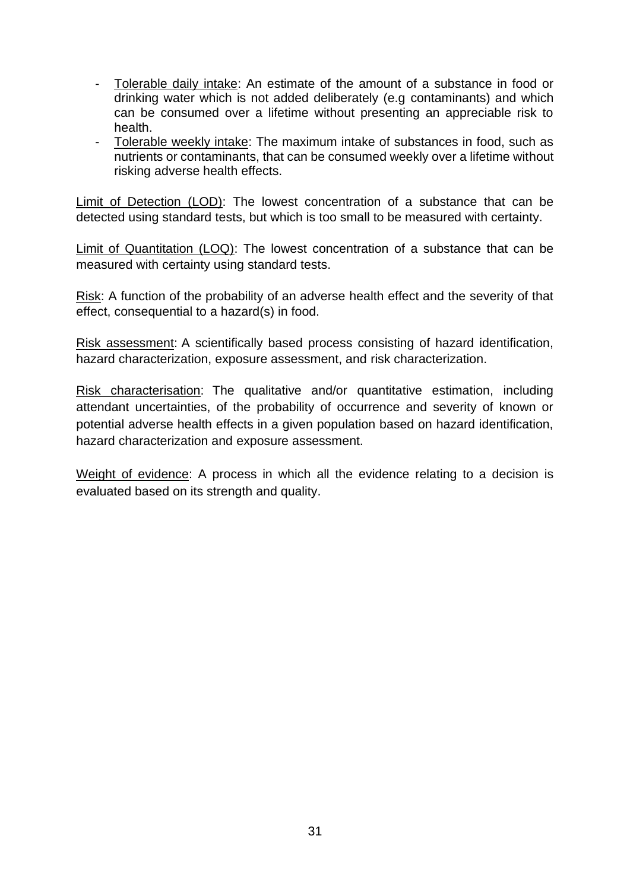- Tolerable daily intake: An estimate of the amount of a substance in food or drinking water which is not added deliberately (e.g contaminants) and which can be consumed over a lifetime without presenting an appreciable risk to health.
- Tolerable weekly intake: The maximum intake of substances in food, such as nutrients or contaminants, that can be consumed weekly over a lifetime without risking adverse health effects.

Limit of Detection (LOD): The lowest concentration of a substance that can be detected using standard tests, but which is too small to be measured with certainty.

Limit of Quantitation (LOQ): The lowest concentration of a substance that can be measured with certainty using standard tests.

Risk: A function of the probability of an adverse health effect and the severity of that effect, consequential to a hazard(s) in food.

Risk assessment: A scientifically based process consisting of hazard identification, hazard characterization, exposure assessment, and risk characterization.

Risk characterisation: The qualitative and/or quantitative estimation, including attendant uncertainties, of the probability of occurrence and severity of known or potential adverse health effects in a given population based on hazard identification, hazard characterization and exposure assessment.

Weight of evidence: A process in which all the evidence relating to a decision is evaluated based on its strength and quality.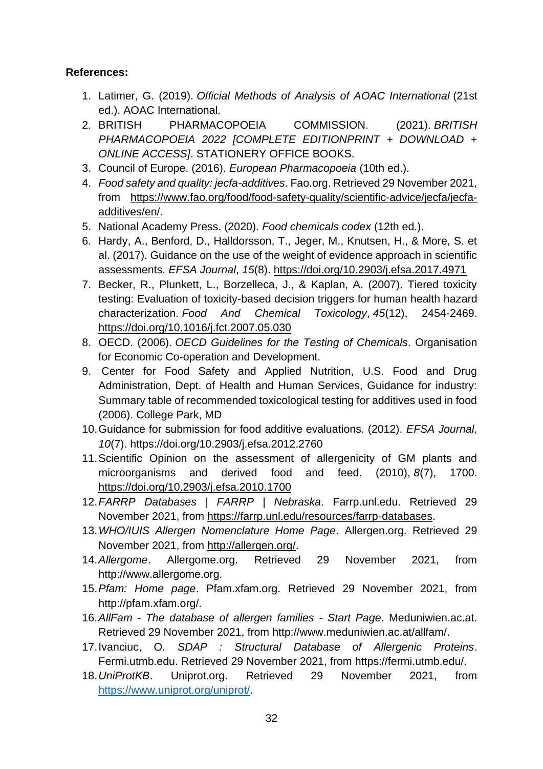**References:**

1. Latimer, G. (2019). *Official Methods of Analysis of AOAC International* (21st ed.). AOAC International.
2. BRITISH PHARMACOPOEIA COMMISSION. (2021). *BRITISH PHARMACOPOEIA 2022 [COMPLETE EDITIONPRINT + DOWNLOAD + ONLINE ACCESS]*. STATIONERY OFFICE BOOKS.
3. Council of Europe. (2016). *European Pharmacopoeia* (10th ed.).
4. *Food safety and quality: jecfa-additives*. Fao.org. Retrieved 29 November 2021, from https://www.fao.org/food/food-safety-quality/scientific-advice/jecfa/jecfa-additives/en/.
5. National Academy Press. (2020). *Food chemicals codex* (12th ed.).
6. Hardy, A., Benford, D., Halldorsson, T., Jeger, M., Knutsen, H., & More, S. et al. (2017). Guidance on the use of the weight of evidence approach in scientific assessments. *EFSA Journal*, *15*(8). https://doi.org/10.2903/j.efsa.2017.4971
7. Becker, R., Plunkett, L., Borzelleca, J., & Kaplan, A. (2007). Tiered toxicity testing: Evaluation of toxicity-based decision triggers for human health hazard characterization. *Food And Chemical Toxicology*, *45*(12), 2454-2469. https://doi.org/10.1016/j.fct.2007.05.030
8. OECD. (2006). *OECD Guidelines for the Testing of Chemicals*. Organisation for Economic Co-operation and Development.
9. Center for Food Safety and Applied Nutrition, U.S. Food and Drug Administration, Dept. of Health and Human Services, Guidance for industry: Summary table of recommended toxicological testing for additives used in food (2006). College Park, MD
10. Guidance for submission for food additive evaluations. (2012). *EFSA Journal, 10*(7). https://doi.org/10.2903/j.efsa.2012.2760
11. Scientific Opinion on the assessment of allergenicity of GM plants and microorganisms and derived food and feed. (2010), *8*(7), 1700. https://doi.org/10.2903/j.efsa.2010.1700
12. *FARRP Databases | FARRP | Nebraska*. Farrp.unl.edu. Retrieved 29 November 2021, from https://farrp.unl.edu/resources/farrp-databases.
13. *WHO/IUIS Allergen Nomenclature Home Page*. Allergen.org. Retrieved 29 November 2021, from http://allergen.org/.
14. *Allergome*. Allergome.org. Retrieved 29 November 2021, from http://www.allergome.org.
15. *Pfam: Home page*. Pfam.xfam.org. Retrieved 29 November 2021, from http://pfam.xfam.org/.
16. *AllFam - The database of allergen families - Start Page*. Meduniwien.ac.at. Retrieved 29 November 2021, from http://www.meduniwien.ac.at/allfam/.
17. Ivanciuc, O. *SDAP : Structural Database of Allergenic Proteins*. Fermi.utmb.edu. Retrieved 29 November 2021, from https://fermi.utmb.edu/.
18. *UniProtKB*. Uniprot.org. Retrieved 29 November 2021, from https://www.uniprot.org/uniprot/.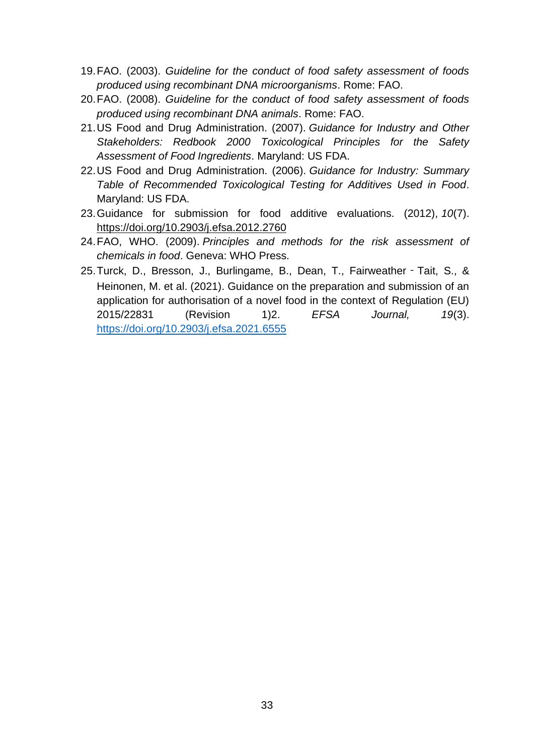19. FAO. (2003). *Guideline for the conduct of food safety assessment of foods produced using recombinant DNA microorganisms*. Rome: FAO.
20. FAO. (2008). *Guideline for the conduct of food safety assessment of foods produced using recombinant DNA animals*. Rome: FAO.
21. US Food and Drug Administration. (2007). *Guidance for Industry and Other Stakeholders: Redbook 2000 Toxicological Principles for the Safety Assessment of Food Ingredients*. Maryland: US FDA.
22. US Food and Drug Administration. (2006). *Guidance for Industry: Summary Table of Recommended Toxicological Testing for Additives Used in Food*. Maryland: US FDA.
23. Guidance for submission for food additive evaluations. (2012), *10*(7). https://doi.org/10.2903/j.efsa.2012.2760
24. FAO, WHO. (2009). *Principles and methods for the risk assessment of chemicals in food*. Geneva: WHO Press.
25. Turck, D., Bresson, J., Burlingame, B., Dean, T., Fairweather‐Tait, S., & Heinonen, M. et al. (2021). Guidance on the preparation and submission of an application for authorisation of a novel food in the context of Regulation (EU) 2015/22831 (Revision 1)2. *EFSA Journal, 19*(3). https://doi.org/10.2903/j.efsa.2021.6555